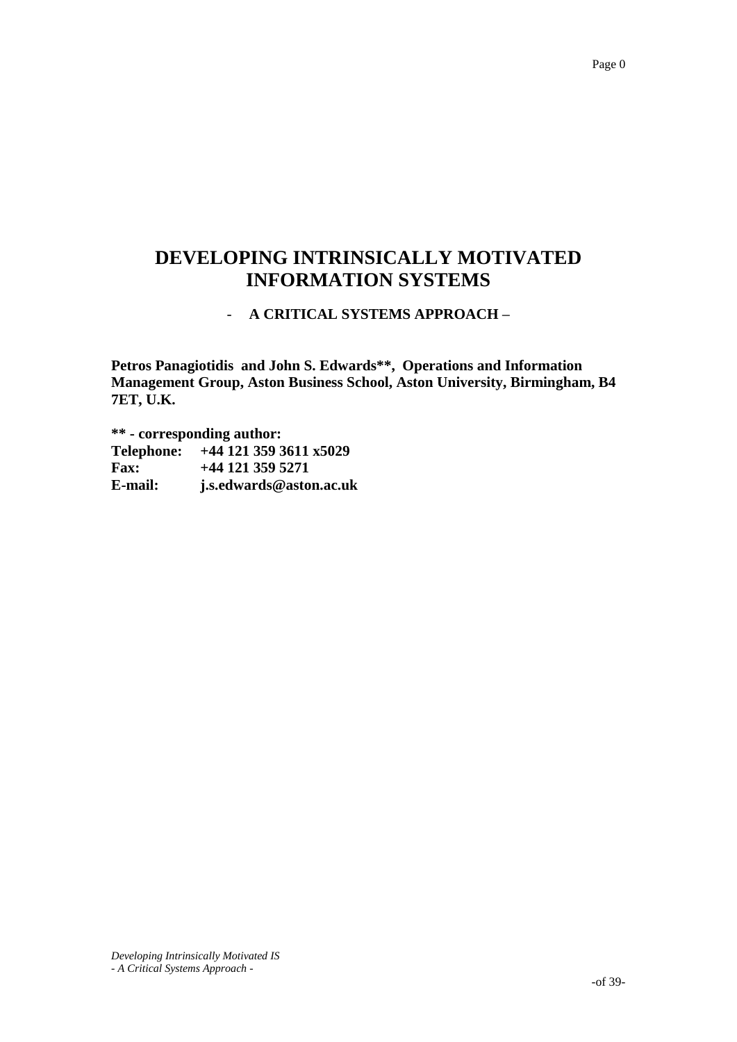# DEVELOPING INTRINSICALLY MOTIVATED INFORMATION SYSTEMS

## - A CRITICAL SYSTEMS APPROACH –

**Petros Panagiotidis and John S. Edwards**, Operations and Information Management Group, Aston Business School, Aston University, Birmingham, B4 7ET, U.K.**

**** - corresponding author:**

| | |
|---|---|
| **Telephone:** | **+44 121 359 3611 x5029** |
| **Fax:** | **+44 121 359 5271** |
| **E-mail:** | **j.s.edwards@aston.ac.uk** |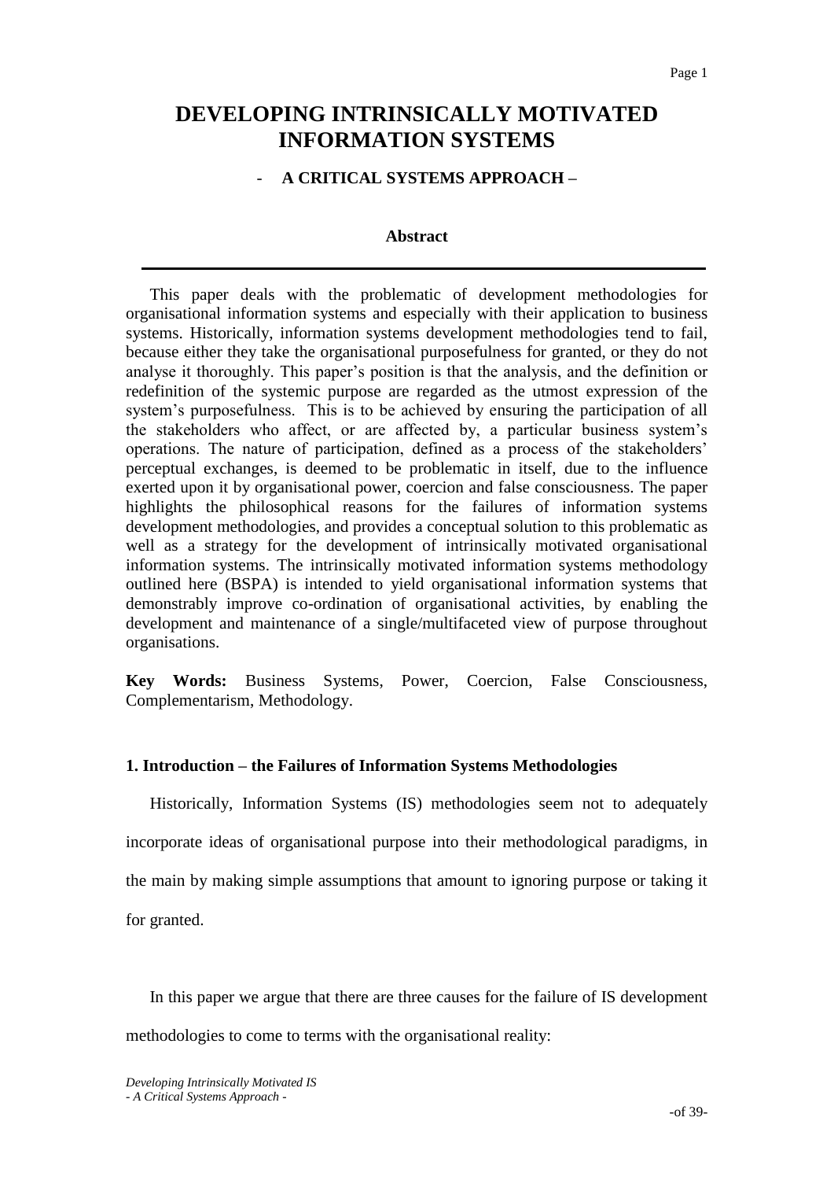# DEVELOPING INTRINSICALLY MOTIVATED INFORMATION SYSTEMS

### - A CRITICAL SYSTEMS APPROACH –

#### Abstract

This paper deals with the problematic of development methodologies for organisational information systems and especially with their application to business systems. Historically, information systems development methodologies tend to fail, because either they take the organisational purposefulness for granted, or they do not analyse it thoroughly. This paper's position is that the analysis, and the definition or redefinition of the systemic purpose are regarded as the utmost expression of the system's purposefulness. This is to be achieved by ensuring the participation of all the stakeholders who affect, or are affected by, a particular business system's operations. The nature of participation, defined as a process of the stakeholders' perceptual exchanges, is deemed to be problematic in itself, due to the influence exerted upon it by organisational power, coercion and false consciousness. The paper highlights the philosophical reasons for the failures of information systems development methodologies, and provides a conceptual solution to this problematic as well as a strategy for the development of intrinsically motivated organisational information systems. The intrinsically motivated information systems methodology outlined here (BSPA) is intended to yield organisational information systems that demonstrably improve co-ordination of organisational activities, by enabling the development and maintenance of a single/multifaceted view of purpose throughout organisations.

**Key Words:** Business Systems, Power, Coercion, False Consciousness, Complementarism, Methodology.

## 1. Introduction – the Failures of Information Systems Methodologies

Historically, Information Systems (IS) methodologies seem not to adequately incorporate ideas of organisational purpose into their methodological paradigms, in the main by making simple assumptions that amount to ignoring purpose or taking it for granted.

In this paper we argue that there are three causes for the failure of IS development methodologies to come to terms with the organisational reality: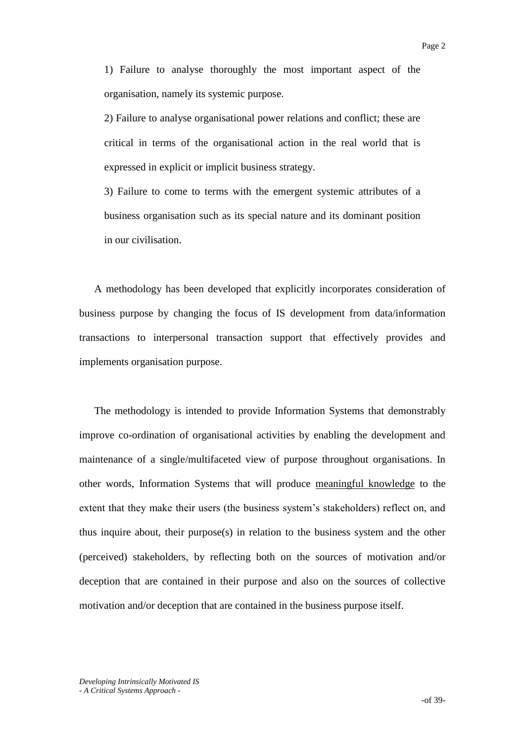1) Failure to analyse thoroughly the most important aspect of the organisation, namely its systemic purpose.

2) Failure to analyse organisational power relations and conflict; these are critical in terms of the organisational action in the real world that is expressed in explicit or implicit business strategy.

3) Failure to come to terms with the emergent systemic attributes of a business organisation such as its special nature and its dominant position in our civilisation.

A methodology has been developed that explicitly incorporates consideration of business purpose by changing the focus of IS development from data/information transactions to interpersonal transaction support that effectively provides and implements organisation purpose.

The methodology is intended to provide Information Systems that demonstrably improve co-ordination of organisational activities by enabling the development and maintenance of a single/multifaceted view of purpose throughout organisations. In other words, Information Systems that will produce <u>meaningful knowledge</u> to the extent that they make their users (the business system's stakeholders) reflect on, and thus inquire about, their purpose(s) in relation to the business system and the other (perceived) stakeholders, by reflecting both on the sources of motivation and/or deception that are contained in their purpose and also on the sources of collective motivation and/or deception that are contained in the business purpose itself.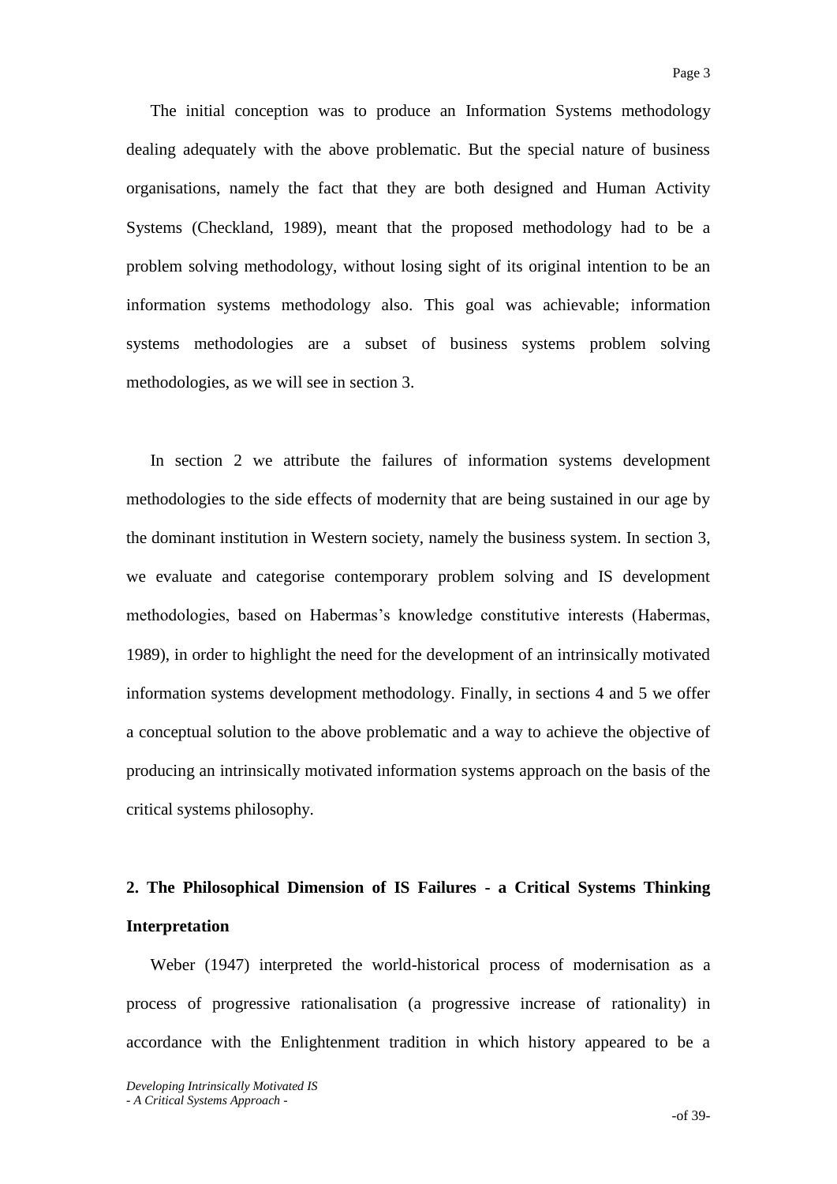The initial conception was to produce an Information Systems methodology dealing adequately with the above problematic. But the special nature of business organisations, namely the fact that they are both designed and Human Activity Systems (Checkland, 1989), meant that the proposed methodology had to be a problem solving methodology, without losing sight of its original intention to be an information systems methodology also. This goal was achievable; information systems methodologies are a subset of business systems problem solving methodologies, as we will see in section 3.

In section 2 we attribute the failures of information systems development methodologies to the side effects of modernity that are being sustained in our age by the dominant institution in Western society, namely the business system. In section 3, we evaluate and categorise contemporary problem solving and IS development methodologies, based on Habermas's knowledge constitutive interests (Habermas, 1989), in order to highlight the need for the development of an intrinsically motivated information systems development methodology. Finally, in sections 4 and 5 we offer a conceptual solution to the above problematic and a way to achieve the objective of producing an intrinsically motivated information systems approach on the basis of the critical systems philosophy.

## 2. The Philosophical Dimension of IS Failures - a Critical Systems Thinking Interpretation

Weber (1947) interpreted the world-historical process of modernisation as a process of progressive rationalisation (a progressive increase of rationality) in accordance with the Enlightenment tradition in which history appeared to be a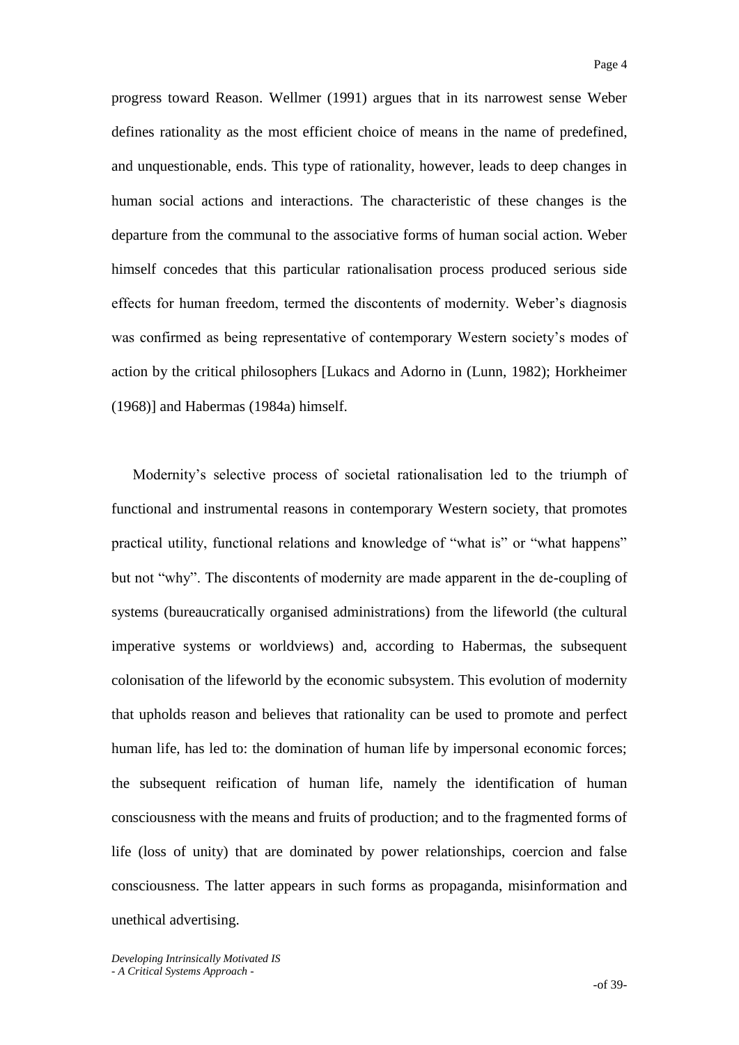progress toward Reason. Wellmer (1991) argues that in its narrowest sense Weber defines rationality as the most efficient choice of means in the name of predefined, and unquestionable, ends. This type of rationality, however, leads to deep changes in human social actions and interactions. The characteristic of these changes is the departure from the communal to the associative forms of human social action. Weber himself concedes that this particular rationalisation process produced serious side effects for human freedom, termed the discontents of modernity. Weber's diagnosis was confirmed as being representative of contemporary Western society's modes of action by the critical philosophers [Lukacs and Adorno in (Lunn, 1982); Horkheimer (1968)] and Habermas (1984a) himself.

Modernity's selective process of societal rationalisation led to the triumph of functional and instrumental reasons in contemporary Western society, that promotes practical utility, functional relations and knowledge of "what is" or "what happens" but not "why". The discontents of modernity are made apparent in the de-coupling of systems (bureaucratically organised administrations) from the lifeworld (the cultural imperative systems or worldviews) and, according to Habermas, the subsequent colonisation of the lifeworld by the economic subsystem. This evolution of modernity that upholds reason and believes that rationality can be used to promote and perfect human life, has led to: the domination of human life by impersonal economic forces; the subsequent reification of human life, namely the identification of human consciousness with the means and fruits of production; and to the fragmented forms of life (loss of unity) that are dominated by power relationships, coercion and false consciousness. The latter appears in such forms as propaganda, misinformation and unethical advertising.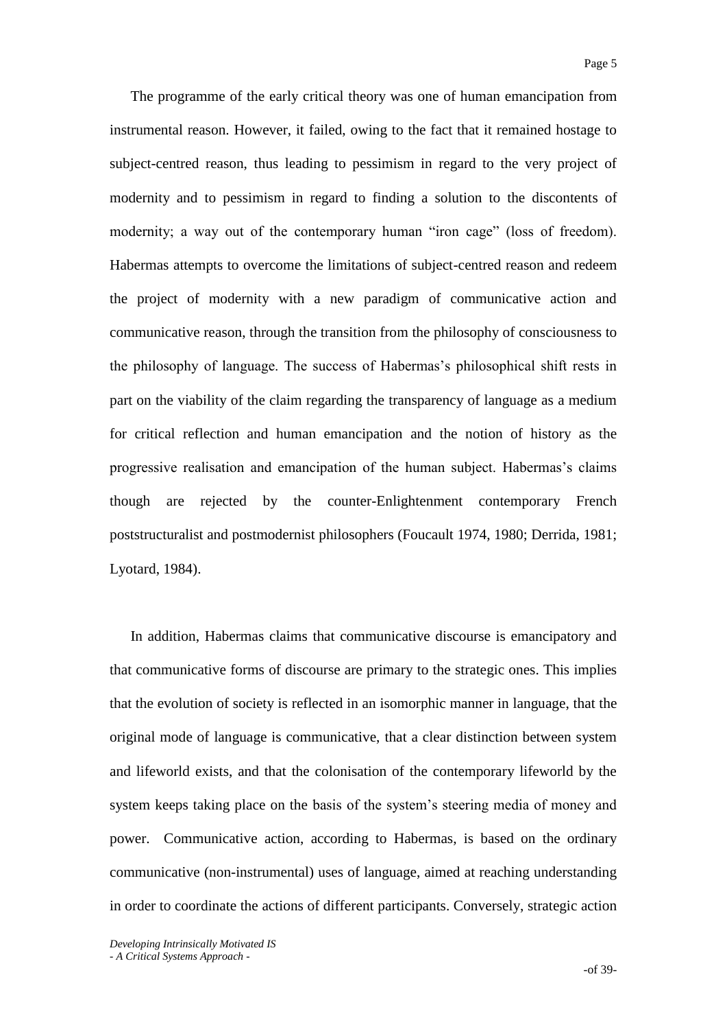The programme of the early critical theory was one of human emancipation from instrumental reason. However, it failed, owing to the fact that it remained hostage to subject-centred reason, thus leading to pessimism in regard to the very project of modernity and to pessimism in regard to finding a solution to the discontents of modernity; a way out of the contemporary human "iron cage" (loss of freedom). Habermas attempts to overcome the limitations of subject-centred reason and redeem the project of modernity with a new paradigm of communicative action and communicative reason, through the transition from the philosophy of consciousness to the philosophy of language. The success of Habermas's philosophical shift rests in part on the viability of the claim regarding the transparency of language as a medium for critical reflection and human emancipation and the notion of history as the progressive realisation and emancipation of the human subject. Habermas's claims though are rejected by the counter-Enlightenment contemporary French poststructuralist and postmodernist philosophers (Foucault 1974, 1980; Derrida, 1981; Lyotard, 1984).

In addition, Habermas claims that communicative discourse is emancipatory and that communicative forms of discourse are primary to the strategic ones. This implies that the evolution of society is reflected in an isomorphic manner in language, that the original mode of language is communicative, that a clear distinction between system and lifeworld exists, and that the colonisation of the contemporary lifeworld by the system keeps taking place on the basis of the system's steering media of money and power. Communicative action, according to Habermas, is based on the ordinary communicative (non-instrumental) uses of language, aimed at reaching understanding in order to coordinate the actions of different participants. Conversely, strategic action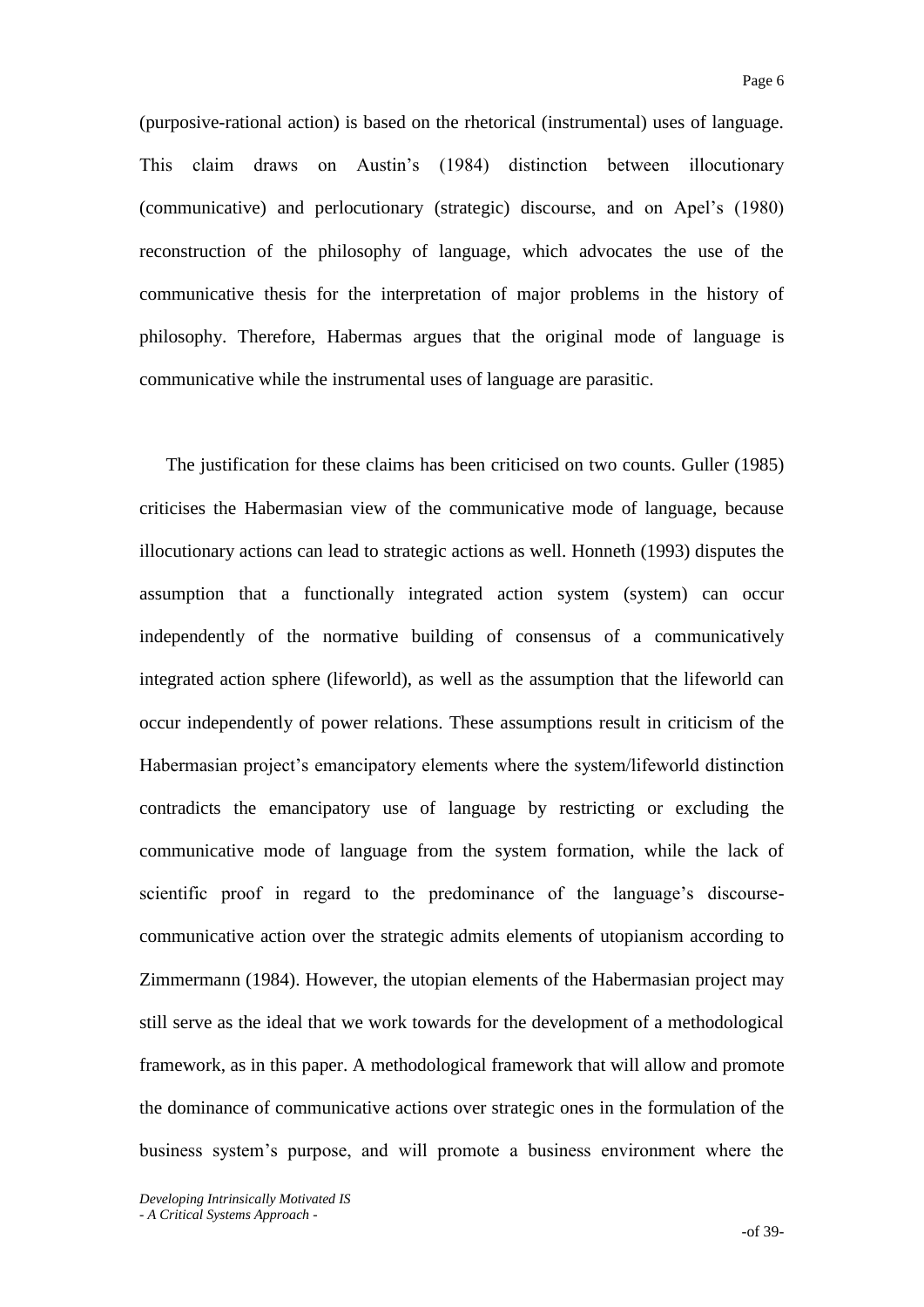(purposive-rational action) is based on the rhetorical (instrumental) uses of language. This claim draws on Austin's (1984) distinction between illocutionary (communicative) and perlocutionary (strategic) discourse, and on Apel's (1980) reconstruction of the philosophy of language, which advocates the use of the communicative thesis for the interpretation of major problems in the history of philosophy. Therefore, Habermas argues that the original mode of language is communicative while the instrumental uses of language are parasitic.

The justification for these claims has been criticised on two counts. Guller (1985) criticises the Habermasian view of the communicative mode of language, because illocutionary actions can lead to strategic actions as well. Honneth (1993) disputes the assumption that a functionally integrated action system (system) can occur independently of the normative building of consensus of a communicatively integrated action sphere (lifeworld), as well as the assumption that the lifeworld can occur independently of power relations. These assumptions result in criticism of the Habermasian project's emancipatory elements where the system/lifeworld distinction contradicts the emancipatory use of language by restricting or excluding the communicative mode of language from the system formation, while the lack of scientific proof in regard to the predominance of the language's discourse-communicative action over the strategic admits elements of utopianism according to Zimmermann (1984). However, the utopian elements of the Habermasian project may still serve as the ideal that we work towards for the development of a methodological framework, as in this paper. A methodological framework that will allow and promote the dominance of communicative actions over strategic ones in the formulation of the business system's purpose, and will promote a business environment where the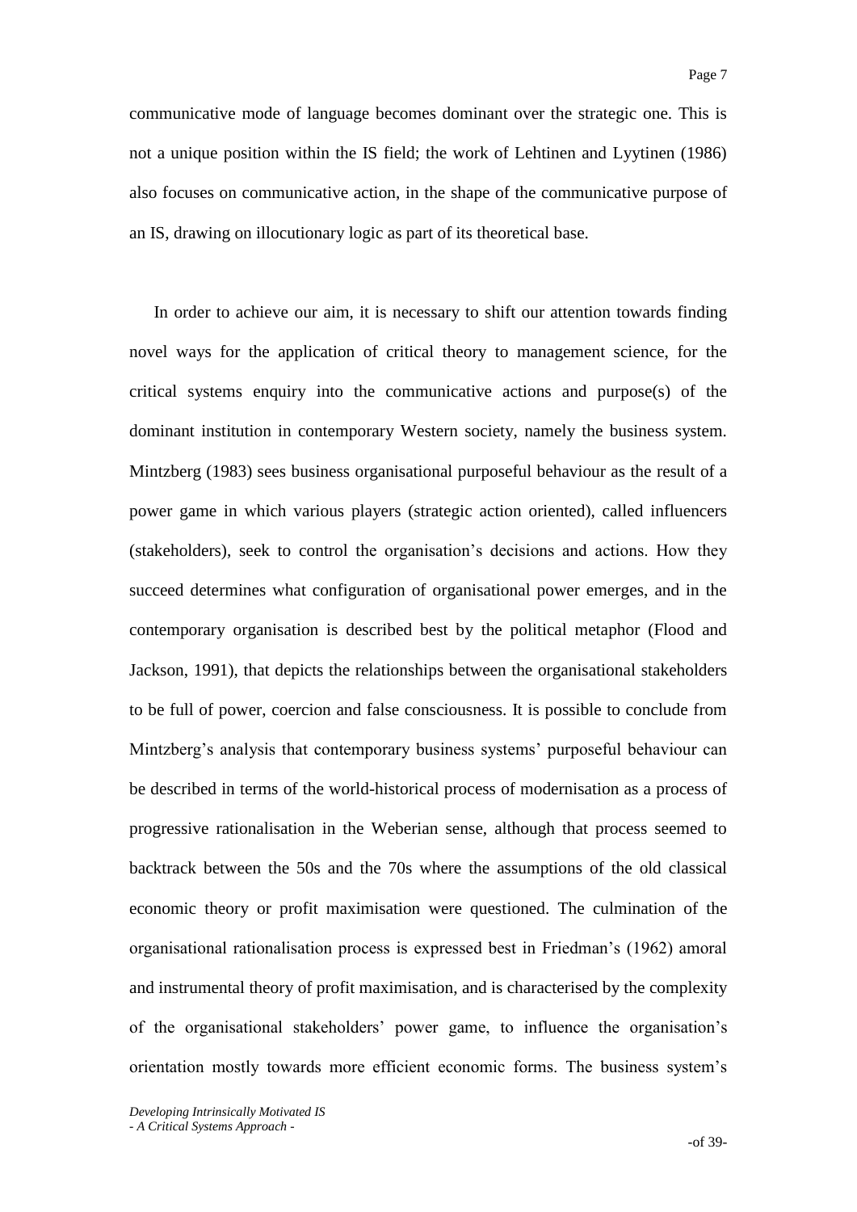communicative mode of language becomes dominant over the strategic one. This is not a unique position within the IS field; the work of Lehtinen and Lyytinen (1986) also focuses on communicative action, in the shape of the communicative purpose of an IS, drawing on illocutionary logic as part of its theoretical base.

In order to achieve our aim, it is necessary to shift our attention towards finding novel ways for the application of critical theory to management science, for the critical systems enquiry into the communicative actions and purpose(s) of the dominant institution in contemporary Western society, namely the business system. Mintzberg (1983) sees business organisational purposeful behaviour as the result of a power game in which various players (strategic action oriented), called influencers (stakeholders), seek to control the organisation's decisions and actions. How they succeed determines what configuration of organisational power emerges, and in the contemporary organisation is described best by the political metaphor (Flood and Jackson, 1991), that depicts the relationships between the organisational stakeholders to be full of power, coercion and false consciousness. It is possible to conclude from Mintzberg's analysis that contemporary business systems' purposeful behaviour can be described in terms of the world-historical process of modernisation as a process of progressive rationalisation in the Weberian sense, although that process seemed to backtrack between the 50s and the 70s where the assumptions of the old classical economic theory or profit maximisation were questioned. The culmination of the organisational rationalisation process is expressed best in Friedman's (1962) amoral and instrumental theory of profit maximisation, and is characterised by the complexity of the organisational stakeholders' power game, to influence the organisation's orientation mostly towards more efficient economic forms. The business system's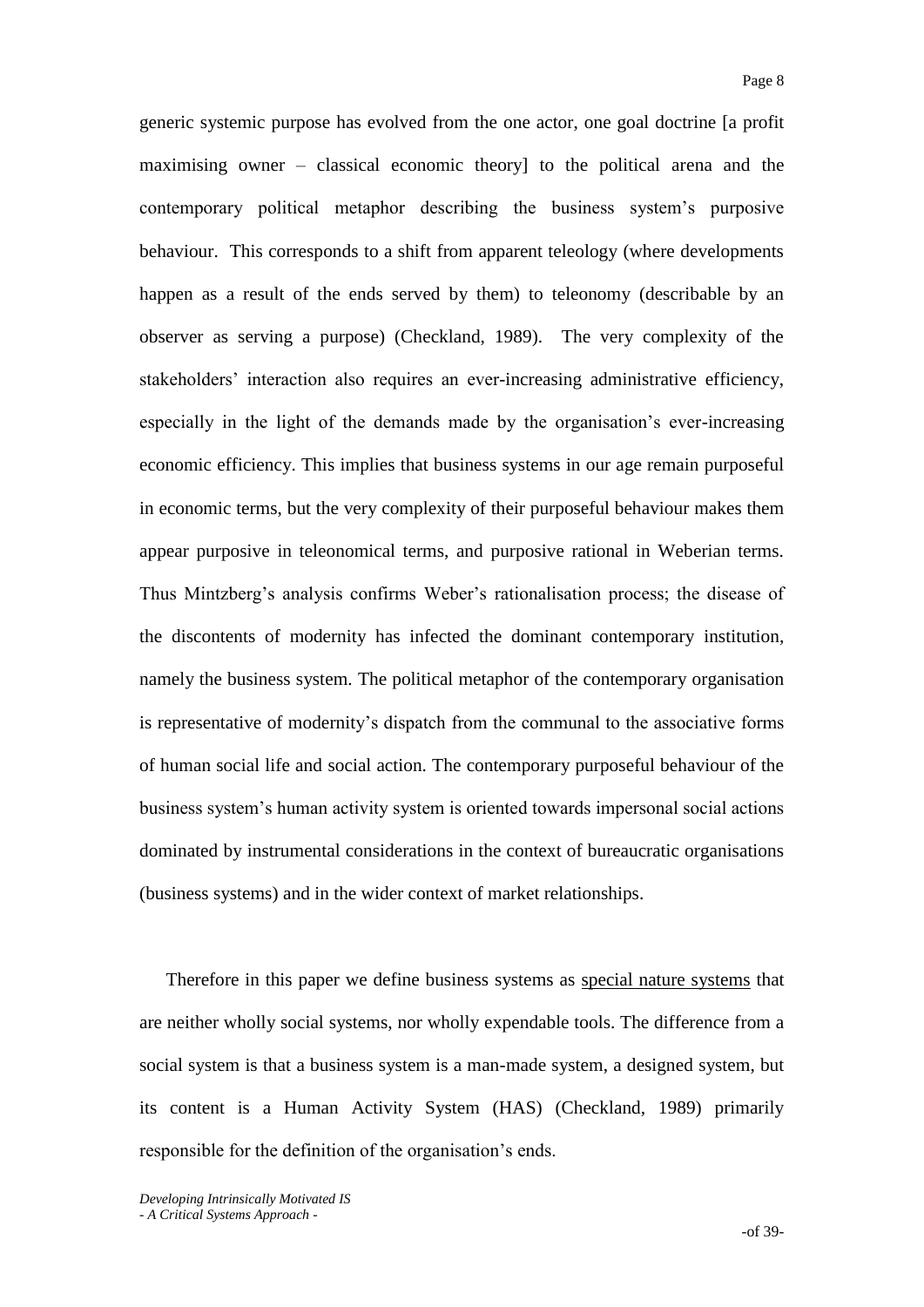generic systemic purpose has evolved from the one actor, one goal doctrine [a profit maximising owner – classical economic theory] to the political arena and the contemporary political metaphor describing the business system's purposive behaviour. This corresponds to a shift from apparent teleology (where developments happen as a result of the ends served by them) to teleonomy (describable by an observer as serving a purpose) (Checkland, 1989). The very complexity of the stakeholders' interaction also requires an ever-increasing administrative efficiency, especially in the light of the demands made by the organisation's ever-increasing economic efficiency. This implies that business systems in our age remain purposeful in economic terms, but the very complexity of their purposeful behaviour makes them appear purposive in teleonomical terms, and purposive rational in Weberian terms. Thus Mintzberg's analysis confirms Weber's rationalisation process; the disease of the discontents of modernity has infected the dominant contemporary institution, namely the business system. The political metaphor of the contemporary organisation is representative of modernity's dispatch from the communal to the associative forms of human social life and social action. The contemporary purposeful behaviour of the business system's human activity system is oriented towards impersonal social actions dominated by instrumental considerations in the context of bureaucratic organisations (business systems) and in the wider context of market relationships.

Therefore in this paper we define business systems as <u>special nature systems</u> that are neither wholly social systems, nor wholly expendable tools. The difference from a social system is that a business system is a man-made system, a designed system, but its content is a Human Activity System (HAS) (Checkland, 1989) primarily responsible for the definition of the organisation's ends.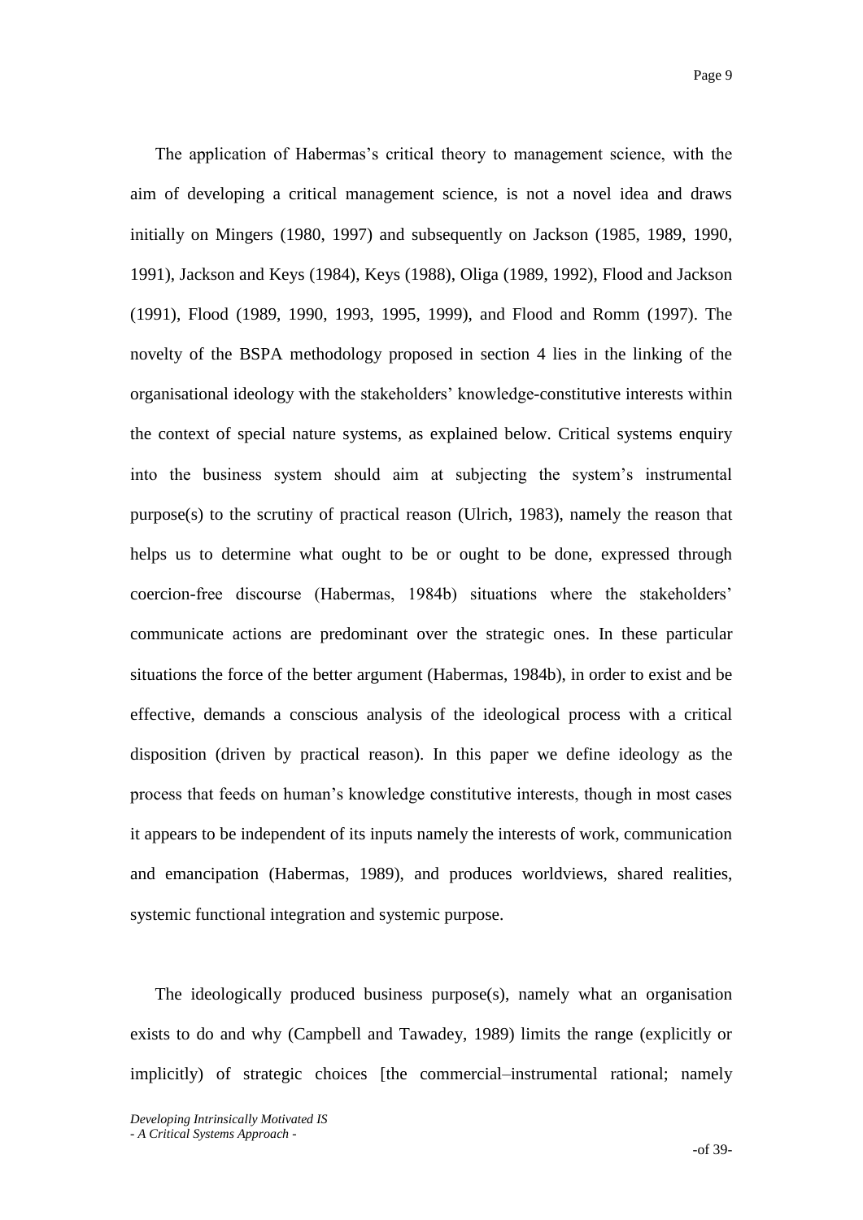The application of Habermas's critical theory to management science, with the aim of developing a critical management science, is not a novel idea and draws initially on Mingers (1980, 1997) and subsequently on Jackson (1985, 1989, 1990, 1991), Jackson and Keys (1984), Keys (1988), Oliga (1989, 1992), Flood and Jackson (1991), Flood (1989, 1990, 1993, 1995, 1999), and Flood and Romm (1997). The novelty of the BSPA methodology proposed in section 4 lies in the linking of the organisational ideology with the stakeholders' knowledge-constitutive interests within the context of special nature systems, as explained below. Critical systems enquiry into the business system should aim at subjecting the system's instrumental purpose(s) to the scrutiny of practical reason (Ulrich, 1983), namely the reason that helps us to determine what ought to be or ought to be done, expressed through coercion-free discourse (Habermas, 1984b) situations where the stakeholders' communicate actions are predominant over the strategic ones. In these particular situations the force of the better argument (Habermas, 1984b), in order to exist and be effective, demands a conscious analysis of the ideological process with a critical disposition (driven by practical reason). In this paper we define ideology as the process that feeds on human's knowledge constitutive interests, though in most cases it appears to be independent of its inputs namely the interests of work, communication and emancipation (Habermas, 1989), and produces worldviews, shared realities, systemic functional integration and systemic purpose.

The ideologically produced business purpose(s), namely what an organisation exists to do and why (Campbell and Tawadey, 1989) limits the range (explicitly or implicitly) of strategic choices [the commercial–instrumental rational; namely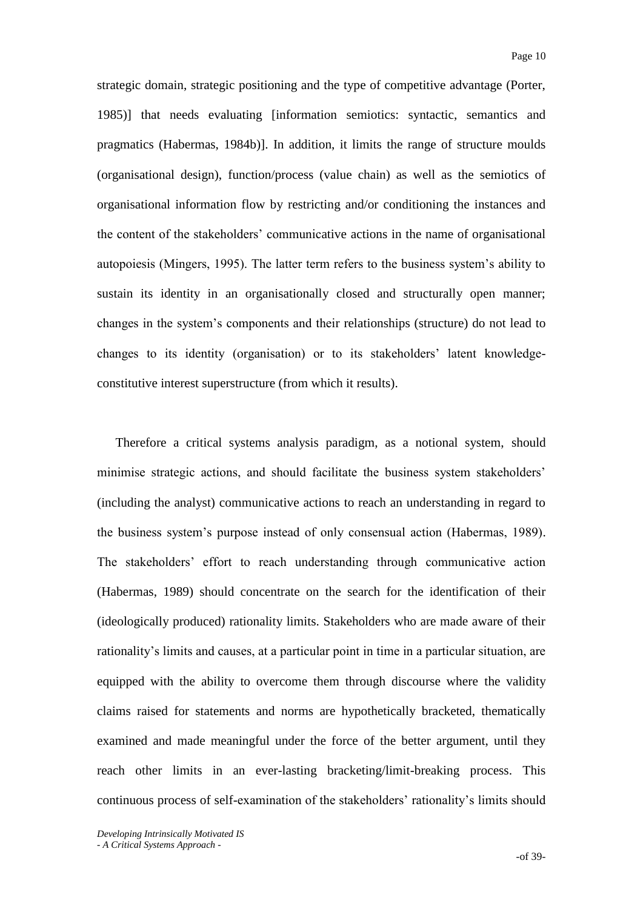strategic domain, strategic positioning and the type of competitive advantage (Porter, 1985)] that needs evaluating [information semiotics: syntactic, semantics and pragmatics (Habermas, 1984b)]. In addition, it limits the range of structure moulds (organisational design), function/process (value chain) as well as the semiotics of organisational information flow by restricting and/or conditioning the instances and the content of the stakeholders' communicative actions in the name of organisational autopoiesis (Mingers, 1995). The latter term refers to the business system's ability to sustain its identity in an organisationally closed and structurally open manner; changes in the system's components and their relationships (structure) do not lead to changes to its identity (organisation) or to its stakeholders' latent knowledge-constitutive interest superstructure (from which it results).

Therefore a critical systems analysis paradigm, as a notional system, should minimise strategic actions, and should facilitate the business system stakeholders' (including the analyst) communicative actions to reach an understanding in regard to the business system's purpose instead of only consensual action (Habermas, 1989). The stakeholders' effort to reach understanding through communicative action (Habermas, 1989) should concentrate on the search for the identification of their (ideologically produced) rationality limits. Stakeholders who are made aware of their rationality's limits and causes, at a particular point in time in a particular situation, are equipped with the ability to overcome them through discourse where the validity claims raised for statements and norms are hypothetically bracketed, thematically examined and made meaningful under the force of the better argument, until they reach other limits in an ever-lasting bracketing/limit-breaking process. This continuous process of self-examination of the stakeholders' rationality's limits should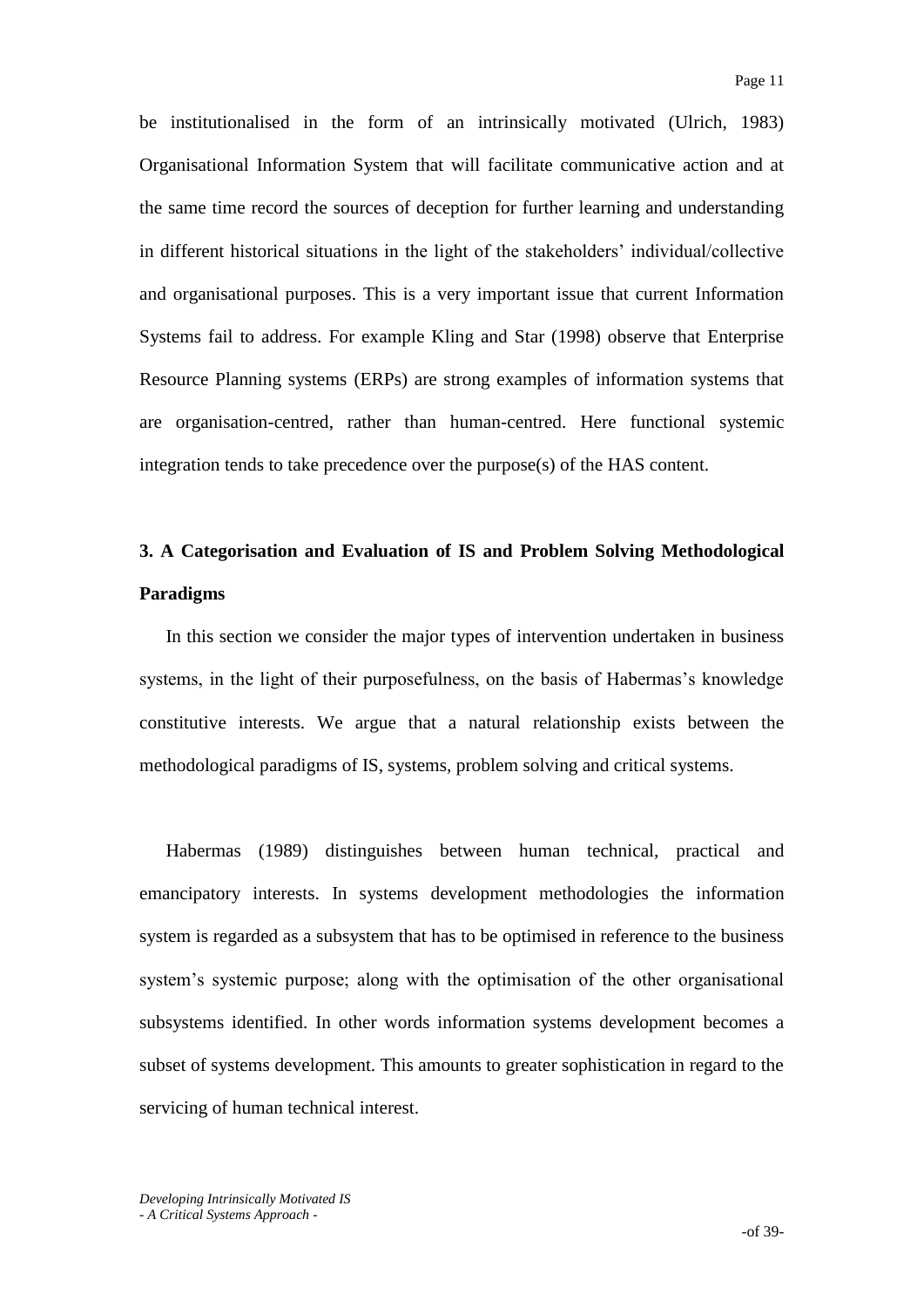be institutionalised in the form of an intrinsically motivated (Ulrich, 1983) Organisational Information System that will facilitate communicative action and at the same time record the sources of deception for further learning and understanding in different historical situations in the light of the stakeholders' individual/collective and organisational purposes. This is a very important issue that current Information Systems fail to address. For example Kling and Star (1998) observe that Enterprise Resource Planning systems (ERPs) are strong examples of information systems that are organisation-centred, rather than human-centred. Here functional systemic integration tends to take precedence over the purpose(s) of the HAS content.

## 3. A Categorisation and Evaluation of IS and Problem Solving Methodological Paradigms

In this section we consider the major types of intervention undertaken in business systems, in the light of their purposefulness, on the basis of Habermas's knowledge constitutive interests. We argue that a natural relationship exists between the methodological paradigms of IS, systems, problem solving and critical systems.

Habermas (1989) distinguishes between human technical, practical and emancipatory interests. In systems development methodologies the information system is regarded as a subsystem that has to be optimised in reference to the business system's systemic purpose; along with the optimisation of the other organisational subsystems identified. In other words information systems development becomes a subset of systems development. This amounts to greater sophistication in regard to the servicing of human technical interest.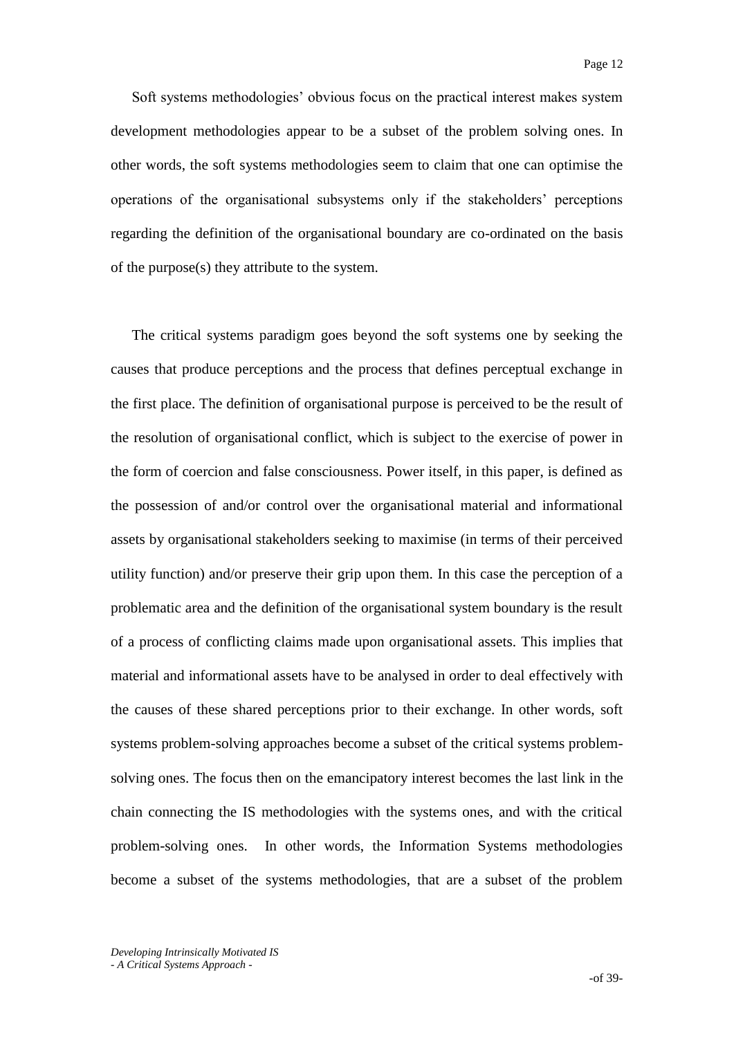Soft systems methodologies' obvious focus on the practical interest makes system development methodologies appear to be a subset of the problem solving ones. In other words, the soft systems methodologies seem to claim that one can optimise the operations of the organisational subsystems only if the stakeholders' perceptions regarding the definition of the organisational boundary are co-ordinated on the basis of the purpose(s) they attribute to the system.

The critical systems paradigm goes beyond the soft systems one by seeking the causes that produce perceptions and the process that defines perceptual exchange in the first place. The definition of organisational purpose is perceived to be the result of the resolution of organisational conflict, which is subject to the exercise of power in the form of coercion and false consciousness. Power itself, in this paper, is defined as the possession of and/or control over the organisational material and informational assets by organisational stakeholders seeking to maximise (in terms of their perceived utility function) and/or preserve their grip upon them. In this case the perception of a problematic area and the definition of the organisational system boundary is the result of a process of conflicting claims made upon organisational assets. This implies that material and informational assets have to be analysed in order to deal effectively with the causes of these shared perceptions prior to their exchange. In other words, soft systems problem-solving approaches become a subset of the critical systems problem-solving ones. The focus then on the emancipatory interest becomes the last link in the chain connecting the IS methodologies with the systems ones, and with the critical problem-solving ones. In other words, the Information Systems methodologies become a subset of the systems methodologies, that are a subset of the problem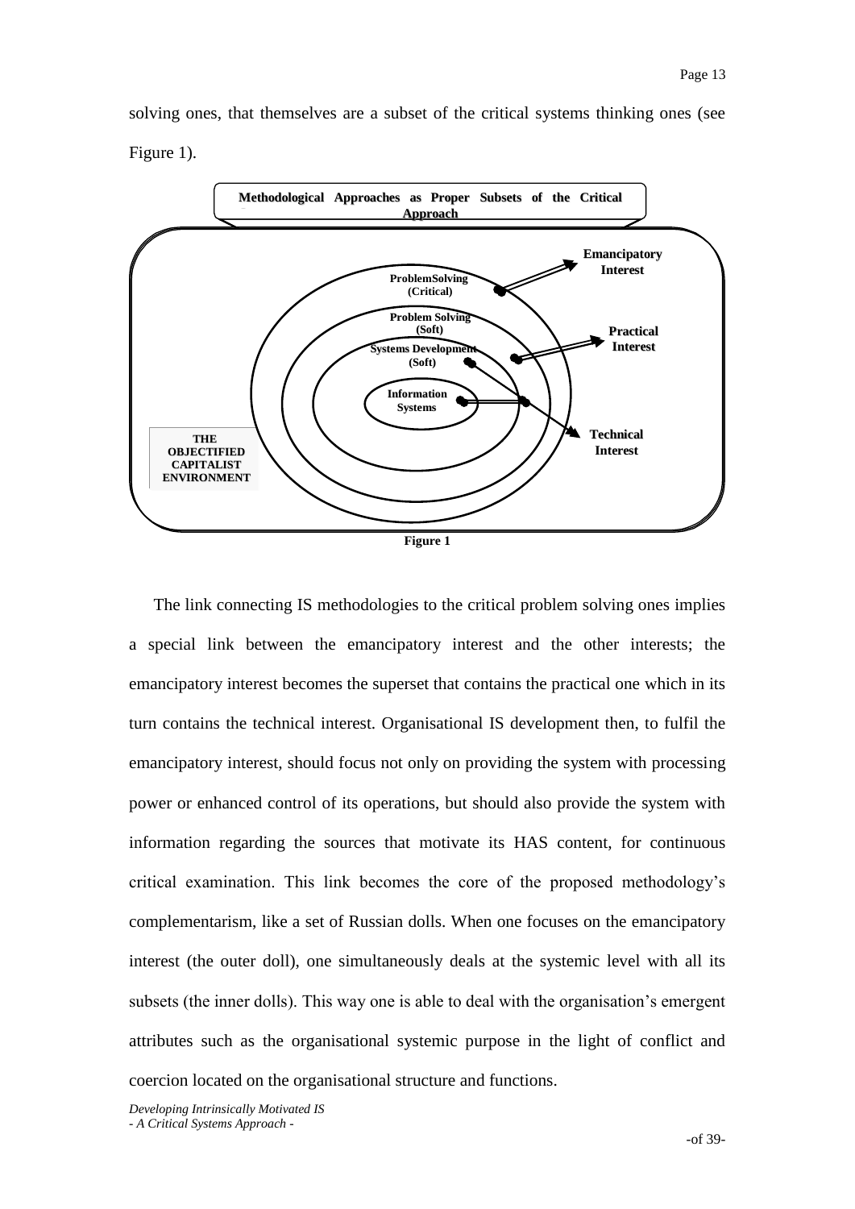solving ones, that themselves are a subset of the critical systems thinking ones (see Figure 1).

**Methodological Approaches as Proper Subsets of the Critical Approach**

ProblemSolving (Critical)

Problem Solving (Soft)

Systems Development (Soft)

Information Systems

Emancipatory Interest

Practical Interest

Technical Interest

THE OBJECTIFIED CAPITALIST ENVIRONMENT

**Figure 1**

The link connecting IS methodologies to the critical problem solving ones implies a special link between the emancipatory interest and the other interests; the emancipatory interest becomes the superset that contains the practical one which in its turn contains the technical interest. Organisational IS development then, to fulfil the emancipatory interest, should focus not only on providing the system with processing power or enhanced control of its operations, but should also provide the system with information regarding the sources that motivate its HAS content, for continuous critical examination. This link becomes the core of the proposed methodology's complementarism, like a set of Russian dolls. When one focuses on the emancipatory interest (the outer doll), one simultaneously deals at the systemic level with all its subsets (the inner dolls). This way one is able to deal with the organisation's emergent attributes such as the organisational systemic purpose in the light of conflict and coercion located on the organisational structure and functions.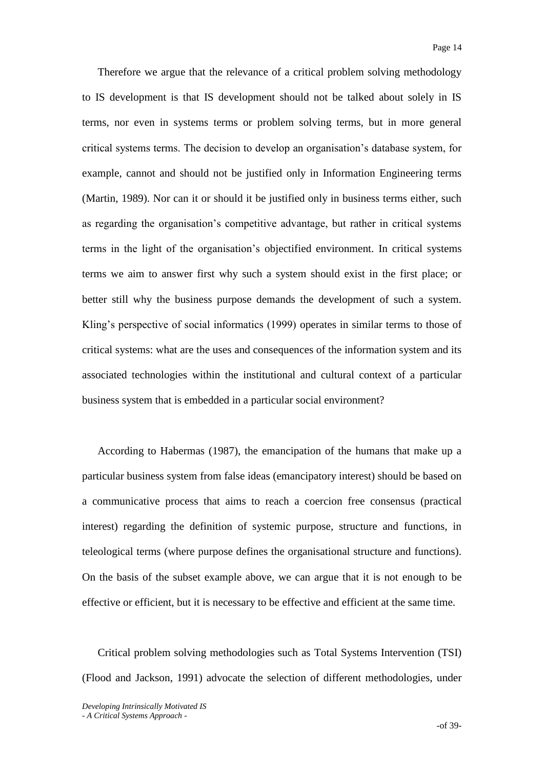Therefore we argue that the relevance of a critical problem solving methodology to IS development is that IS development should not be talked about solely in IS terms, nor even in systems terms or problem solving terms, but in more general critical systems terms. The decision to develop an organisation's database system, for example, cannot and should not be justified only in Information Engineering terms (Martin, 1989). Nor can it or should it be justified only in business terms either, such as regarding the organisation's competitive advantage, but rather in critical systems terms in the light of the organisation's objectified environment. In critical systems terms we aim to answer first why such a system should exist in the first place; or better still why the business purpose demands the development of such a system. Kling's perspective of social informatics (1999) operates in similar terms to those of critical systems: what are the uses and consequences of the information system and its associated technologies within the institutional and cultural context of a particular business system that is embedded in a particular social environment?

According to Habermas (1987), the emancipation of the humans that make up a particular business system from false ideas (emancipatory interest) should be based on a communicative process that aims to reach a coercion free consensus (practical interest) regarding the definition of systemic purpose, structure and functions, in teleological terms (where purpose defines the organisational structure and functions). On the basis of the subset example above, we can argue that it is not enough to be effective or efficient, but it is necessary to be effective and efficient at the same time.

Critical problem solving methodologies such as Total Systems Intervention (TSI) (Flood and Jackson, 1991) advocate the selection of different methodologies, under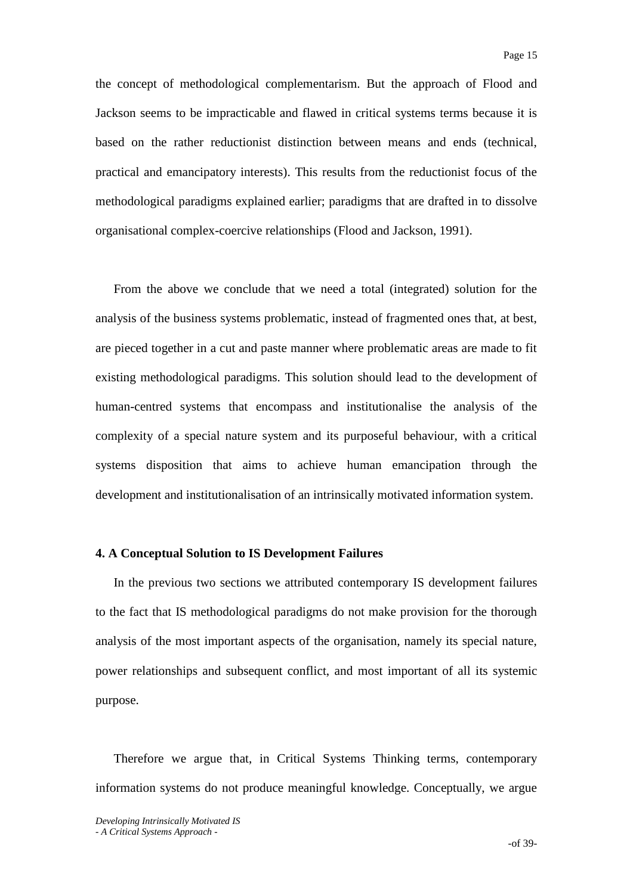the concept of methodological complementarism. But the approach of Flood and Jackson seems to be impracticable and flawed in critical systems terms because it is based on the rather reductionist distinction between means and ends (technical, practical and emancipatory interests). This results from the reductionist focus of the methodological paradigms explained earlier; paradigms that are drafted in to dissolve organisational complex-coercive relationships (Flood and Jackson, 1991).

From the above we conclude that we need a total (integrated) solution for the analysis of the business systems problematic, instead of fragmented ones that, at best, are pieced together in a cut and paste manner where problematic areas are made to fit existing methodological paradigms. This solution should lead to the development of human-centred systems that encompass and institutionalise the analysis of the complexity of a special nature system and its purposeful behaviour, with a critical systems disposition that aims to achieve human emancipation through the development and institutionalisation of an intrinsically motivated information system.

## 4. A Conceptual Solution to IS Development Failures

In the previous two sections we attributed contemporary IS development failures to the fact that IS methodological paradigms do not make provision for the thorough analysis of the most important aspects of the organisation, namely its special nature, power relationships and subsequent conflict, and most important of all its systemic purpose.

Therefore we argue that, in Critical Systems Thinking terms, contemporary information systems do not produce meaningful knowledge. Conceptually, we argue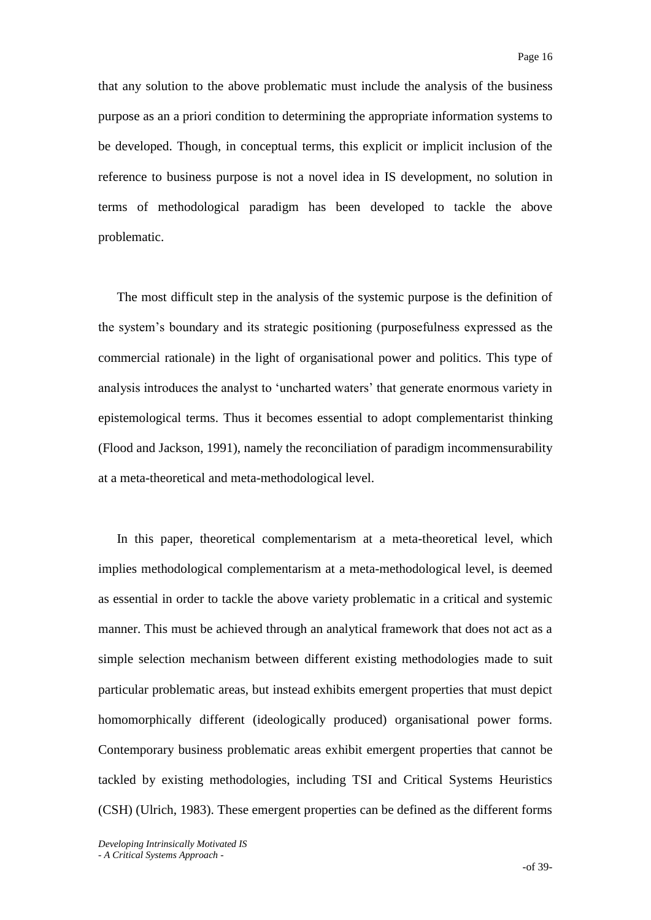that any solution to the above problematic must include the analysis of the business purpose as an a priori condition to determining the appropriate information systems to be developed. Though, in conceptual terms, this explicit or implicit inclusion of the reference to business purpose is not a novel idea in IS development, no solution in terms of methodological paradigm has been developed to tackle the above problematic.

The most difficult step in the analysis of the systemic purpose is the definition of the system's boundary and its strategic positioning (purposefulness expressed as the commercial rationale) in the light of organisational power and politics. This type of analysis introduces the analyst to 'uncharted waters' that generate enormous variety in epistemological terms. Thus it becomes essential to adopt complementarist thinking (Flood and Jackson, 1991), namely the reconciliation of paradigm incommensurability at a meta-theoretical and meta-methodological level.

In this paper, theoretical complementarism at a meta-theoretical level, which implies methodological complementarism at a meta-methodological level, is deemed as essential in order to tackle the above variety problematic in a critical and systemic manner. This must be achieved through an analytical framework that does not act as a simple selection mechanism between different existing methodologies made to suit particular problematic areas, but instead exhibits emergent properties that must depict homomorphically different (ideologically produced) organisational power forms. Contemporary business problematic areas exhibit emergent properties that cannot be tackled by existing methodologies, including TSI and Critical Systems Heuristics (CSH) (Ulrich, 1983). These emergent properties can be defined as the different forms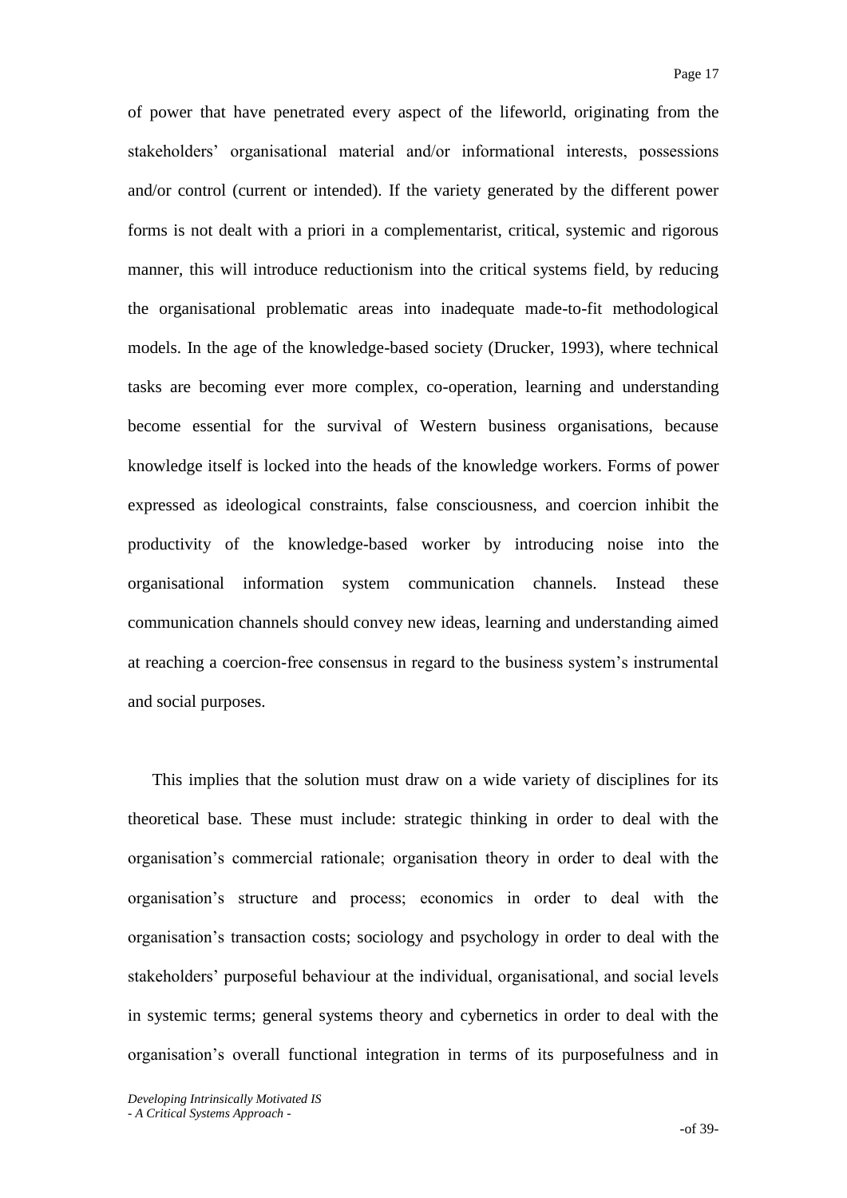of power that have penetrated every aspect of the lifeworld, originating from the stakeholders' organisational material and/or informational interests, possessions and/or control (current or intended). If the variety generated by the different power forms is not dealt with a priori in a complementarist, critical, systemic and rigorous manner, this will introduce reductionism into the critical systems field, by reducing the organisational problematic areas into inadequate made-to-fit methodological models. In the age of the knowledge-based society (Drucker, 1993), where technical tasks are becoming ever more complex, co-operation, learning and understanding become essential for the survival of Western business organisations, because knowledge itself is locked into the heads of the knowledge workers. Forms of power expressed as ideological constraints, false consciousness, and coercion inhibit the productivity of the knowledge-based worker by introducing noise into the organisational information system communication channels. Instead these communication channels should convey new ideas, learning and understanding aimed at reaching a coercion-free consensus in regard to the business system's instrumental and social purposes.

This implies that the solution must draw on a wide variety of disciplines for its theoretical base. These must include: strategic thinking in order to deal with the organisation's commercial rationale; organisation theory in order to deal with the organisation's structure and process; economics in order to deal with the organisation's transaction costs; sociology and psychology in order to deal with the stakeholders' purposeful behaviour at the individual, organisational, and social levels in systemic terms; general systems theory and cybernetics in order to deal with the organisation's overall functional integration in terms of its purposefulness and in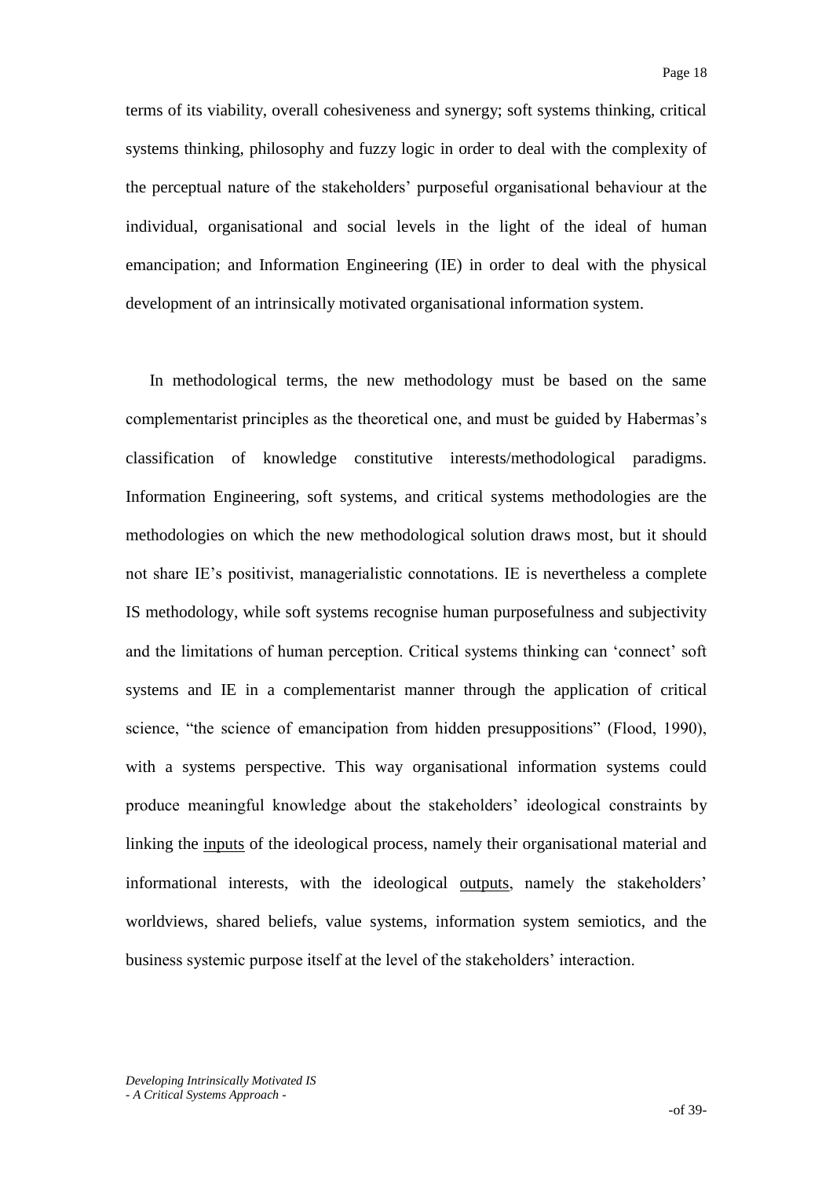terms of its viability, overall cohesiveness and synergy; soft systems thinking, critical systems thinking, philosophy and fuzzy logic in order to deal with the complexity of the perceptual nature of the stakeholders' purposeful organisational behaviour at the individual, organisational and social levels in the light of the ideal of human emancipation; and Information Engineering (IE) in order to deal with the physical development of an intrinsically motivated organisational information system.

In methodological terms, the new methodology must be based on the same complementarist principles as the theoretical one, and must be guided by Habermas's classification of knowledge constitutive interests/methodological paradigms. Information Engineering, soft systems, and critical systems methodologies are the methodologies on which the new methodological solution draws most, but it should not share IE's positivist, managerialistic connotations. IE is nevertheless a complete IS methodology, while soft systems recognise human purposefulness and subjectivity and the limitations of human perception. Critical systems thinking can 'connect' soft systems and IE in a complementarist manner through the application of critical science, "the science of emancipation from hidden presuppositions" (Flood, 1990), with a systems perspective. This way organisational information systems could produce meaningful knowledge about the stakeholders' ideological constraints by linking the <u>inputs</u> of the ideological process, namely their organisational material and informational interests, with the ideological <u>outputs</u>, namely the stakeholders' worldviews, shared beliefs, value systems, information system semiotics, and the business systemic purpose itself at the level of the stakeholders' interaction.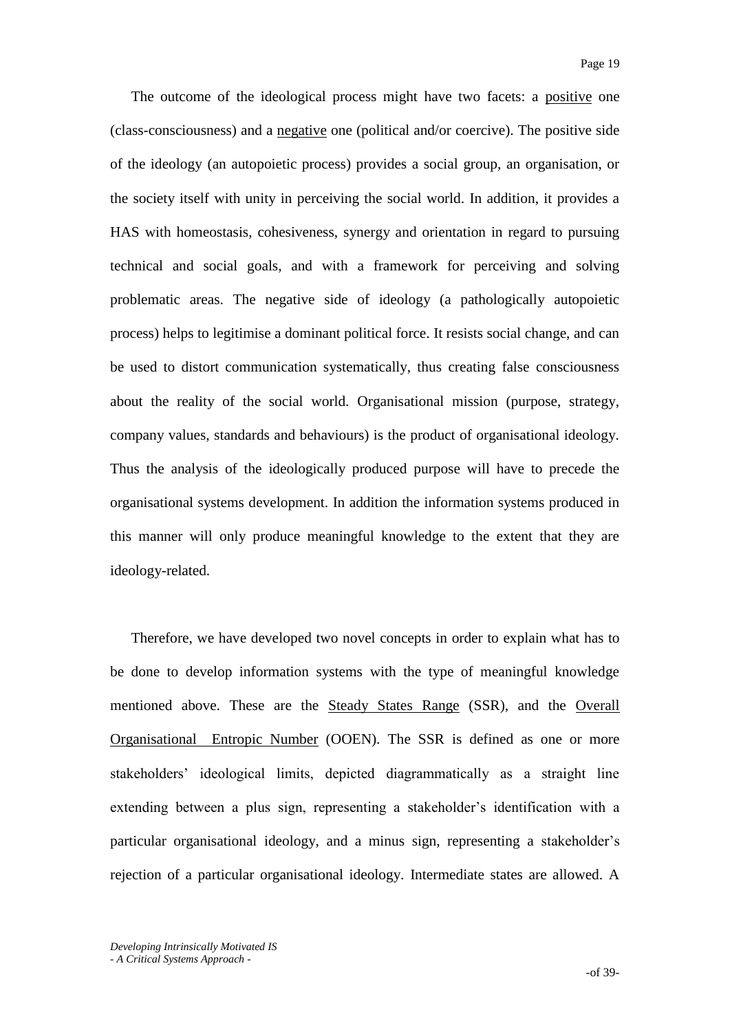The outcome of the ideological process might have two facets: a positive one (class-consciousness) and a negative one (political and/or coercive). The positive side of the ideology (an autopoietic process) provides a social group, an organisation, or the society itself with unity in perceiving the social world. In addition, it provides a HAS with homeostasis, cohesiveness, synergy and orientation in regard to pursuing technical and social goals, and with a framework for perceiving and solving problematic areas. The negative side of ideology (a pathologically autopoietic process) helps to legitimise a dominant political force. It resists social change, and can be used to distort communication systematically, thus creating false consciousness about the reality of the social world. Organisational mission (purpose, strategy, company values, standards and behaviours) is the product of organisational ideology. Thus the analysis of the ideologically produced purpose will have to precede the organisational systems development. In addition the information systems produced in this manner will only produce meaningful knowledge to the extent that they are ideology-related.

Therefore, we have developed two novel concepts in order to explain what has to be done to develop information systems with the type of meaningful knowledge mentioned above. These are the Steady States Range (SSR), and the Overall Organisational Entropic Number (OOEN). The SSR is defined as one or more stakeholders' ideological limits, depicted diagrammatically as a straight line extending between a plus sign, representing a stakeholder's identification with a particular organisational ideology, and a minus sign, representing a stakeholder's rejection of a particular organisational ideology. Intermediate states are allowed. A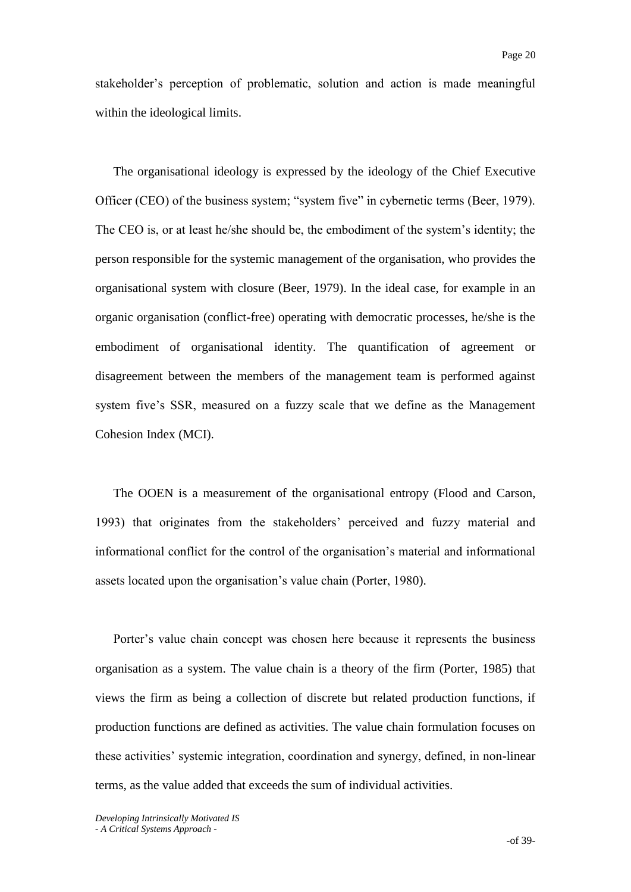stakeholder's perception of problematic, solution and action is made meaningful within the ideological limits.

The organisational ideology is expressed by the ideology of the Chief Executive Officer (CEO) of the business system; "system five" in cybernetic terms (Beer, 1979). The CEO is, or at least he/she should be, the embodiment of the system's identity; the person responsible for the systemic management of the organisation, who provides the organisational system with closure (Beer, 1979). In the ideal case, for example in an organic organisation (conflict-free) operating with democratic processes, he/she is the embodiment of organisational identity. The quantification of agreement or disagreement between the members of the management team is performed against system five's SSR, measured on a fuzzy scale that we define as the Management Cohesion Index (MCI).

The OOEN is a measurement of the organisational entropy (Flood and Carson, 1993) that originates from the stakeholders' perceived and fuzzy material and informational conflict for the control of the organisation's material and informational assets located upon the organisation's value chain (Porter, 1980).

Porter's value chain concept was chosen here because it represents the business organisation as a system. The value chain is a theory of the firm (Porter, 1985) that views the firm as being a collection of discrete but related production functions, if production functions are defined as activities. The value chain formulation focuses on these activities' systemic integration, coordination and synergy, defined, in non-linear terms, as the value added that exceeds the sum of individual activities.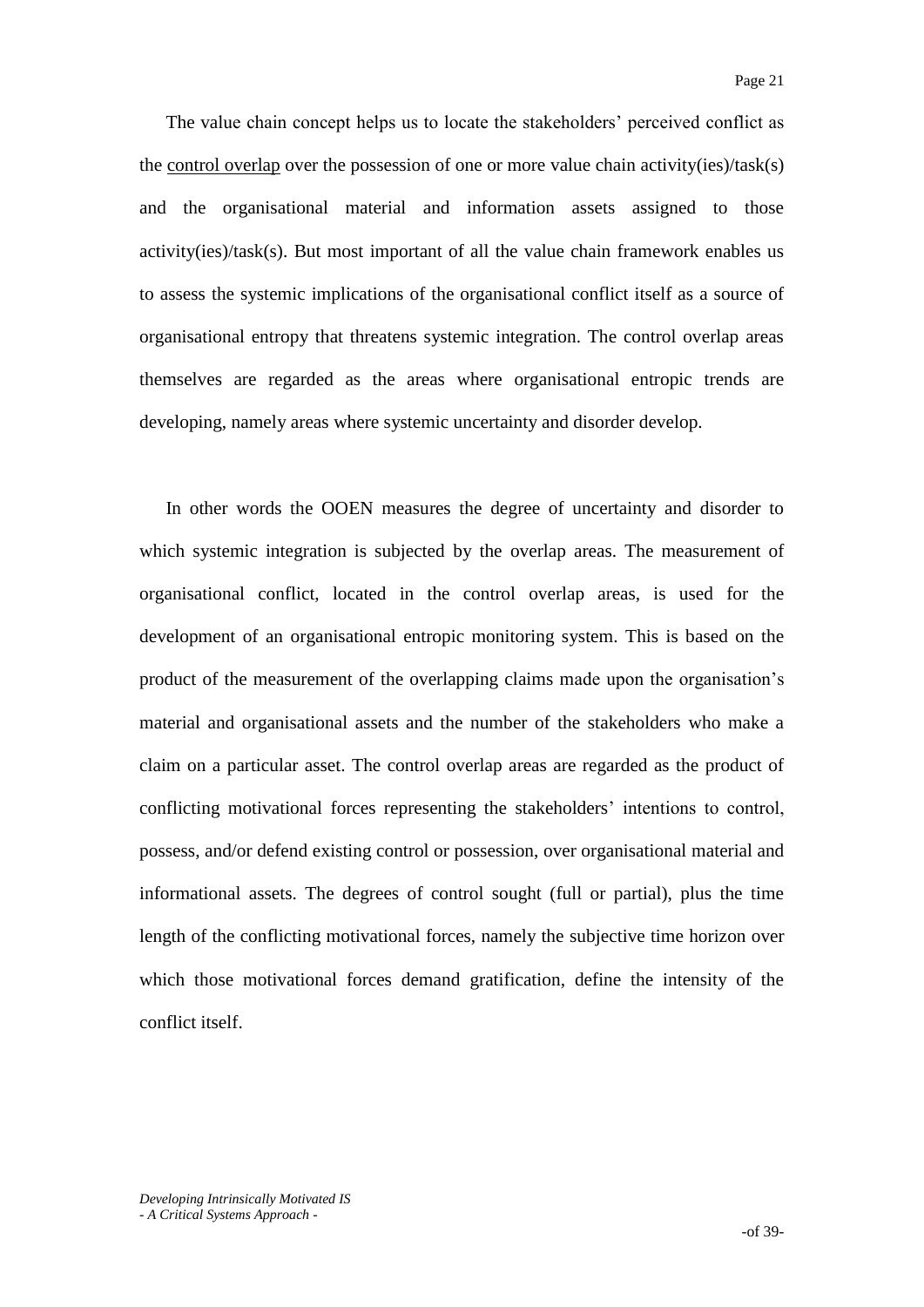The value chain concept helps us to locate the stakeholders' perceived conflict as the <u>control overlap</u> over the possession of one or more value chain activity(ies)/task(s) and the organisational material and information assets assigned to those activity(ies)/task(s). But most important of all the value chain framework enables us to assess the systemic implications of the organisational conflict itself as a source of organisational entropy that threatens systemic integration. The control overlap areas themselves are regarded as the areas where organisational entropic trends are developing, namely areas where systemic uncertainty and disorder develop.

In other words the OOEN measures the degree of uncertainty and disorder to which systemic integration is subjected by the overlap areas. The measurement of organisational conflict, located in the control overlap areas, is used for the development of an organisational entropic monitoring system. This is based on the product of the measurement of the overlapping claims made upon the organisation's material and organisational assets and the number of the stakeholders who make a claim on a particular asset. The control overlap areas are regarded as the product of conflicting motivational forces representing the stakeholders' intentions to control, possess, and/or defend existing control or possession, over organisational material and informational assets. The degrees of control sought (full or partial), plus the time length of the conflicting motivational forces, namely the subjective time horizon over which those motivational forces demand gratification, define the intensity of the conflict itself.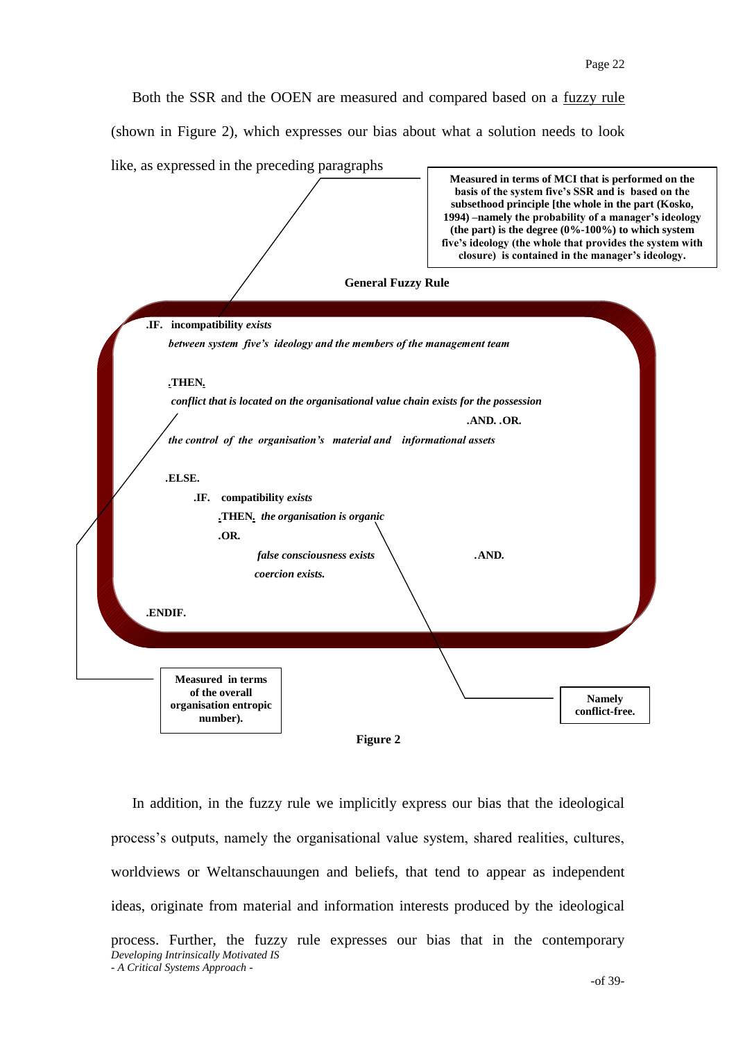Both the SSR and the OOEN are measured and compared based on a fuzzy rule (shown in Figure 2), which expresses our bias about what a solution needs to look like, as expressed in the preceding paragraphs

**Measured in terms of MCI that is performed on the basis of the system five's SSR and is based on the subsethood principle [the whole in the part (Kosko, 1994) –namely the probability of a manager's ideology (the part) is the degree (0%-100%) to which system five's ideology (the whole that provides the system with closure) is contained in the manager's ideology.**

**General Fuzzy Rule**

**.IF. incompatibility** ***exists***

***between system five's ideology and the members of the management team***

**.THEN.**

***conflict that is located on the organisational value chain exists for the possession***

**.AND. .OR.**

***the control of the organisation's material and informational assets***

**.ELSE.**

**.IF. compatibility** ***exists***

**.THEN.** ***the organisation is organic***

**.OR.**

***false consciousness exists*** **.AND.**

***coercion exists.***

**.ENDIF.**

**Measured in terms of the overall organisation entropic number).**

**Namely conflict-free.**

**Figure 2**

In addition, in the fuzzy rule we implicitly express our bias that the ideological process's outputs, namely the organisational value system, shared realities, cultures, worldviews or Weltanschauungen and beliefs, that tend to appear as independent ideas, originate from material and information interests produced by the ideological process. Further, the fuzzy rule expresses our bias that in the contemporary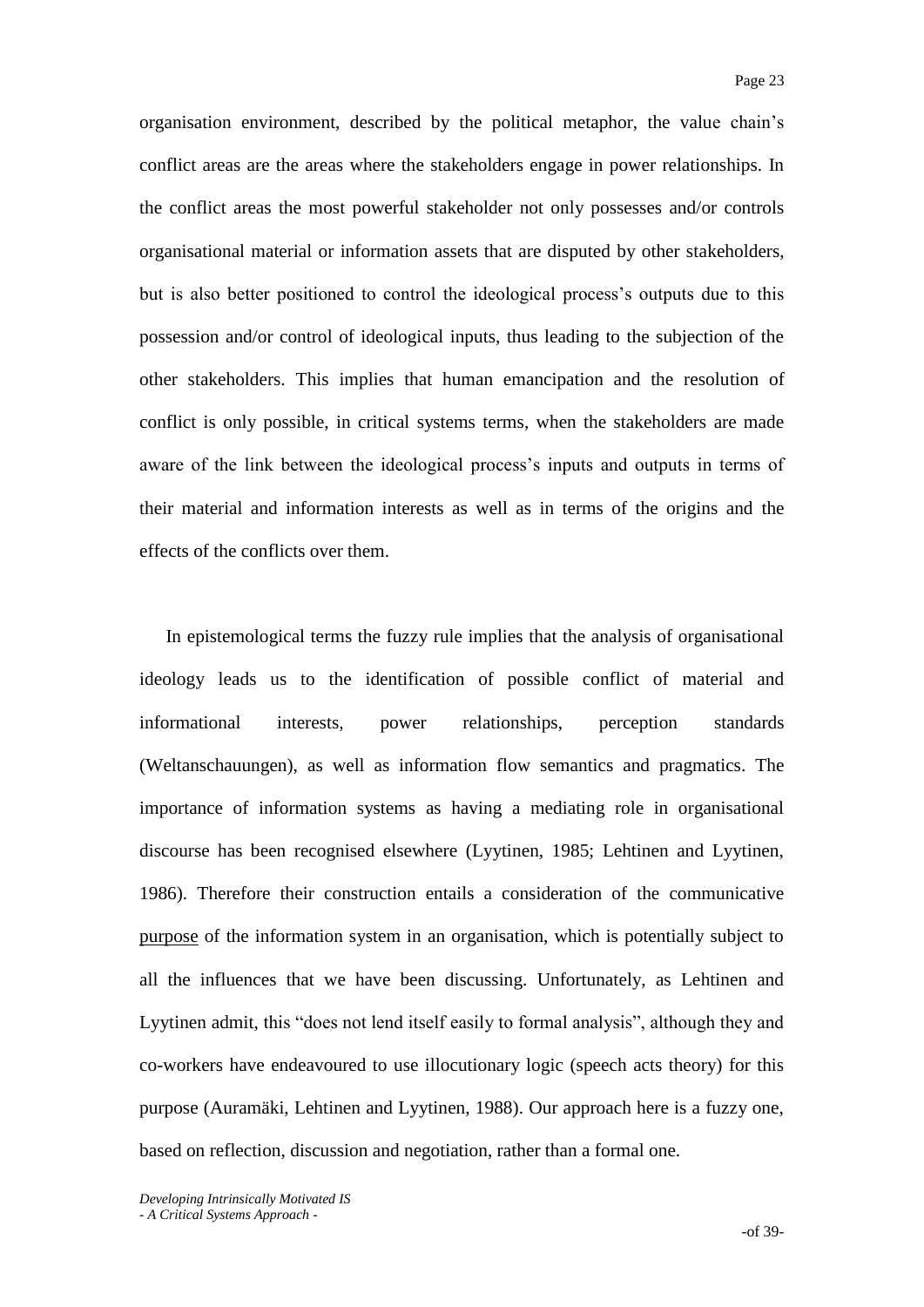organisation environment, described by the political metaphor, the value chain's conflict areas are the areas where the stakeholders engage in power relationships. In the conflict areas the most powerful stakeholder not only possesses and/or controls organisational material or information assets that are disputed by other stakeholders, but is also better positioned to control the ideological process's outputs due to this possession and/or control of ideological inputs, thus leading to the subjection of the other stakeholders. This implies that human emancipation and the resolution of conflict is only possible, in critical systems terms, when the stakeholders are made aware of the link between the ideological process's inputs and outputs in terms of their material and information interests as well as in terms of the origins and the effects of the conflicts over them.

In epistemological terms the fuzzy rule implies that the analysis of organisational ideology leads us to the identification of possible conflict of material and informational interests, power relationships, perception standards (Weltanschauungen), as well as information flow semantics and pragmatics. The importance of information systems as having a mediating role in organisational discourse has been recognised elsewhere (Lyytinen, 1985; Lehtinen and Lyytinen, 1986). Therefore their construction entails a consideration of the communicative purpose of the information system in an organisation, which is potentially subject to all the influences that we have been discussing. Unfortunately, as Lehtinen and Lyytinen admit, this "does not lend itself easily to formal analysis", although they and co-workers have endeavoured to use illocutionary logic (speech acts theory) for this purpose (Auramäki, Lehtinen and Lyytinen, 1988). Our approach here is a fuzzy one, based on reflection, discussion and negotiation, rather than a formal one.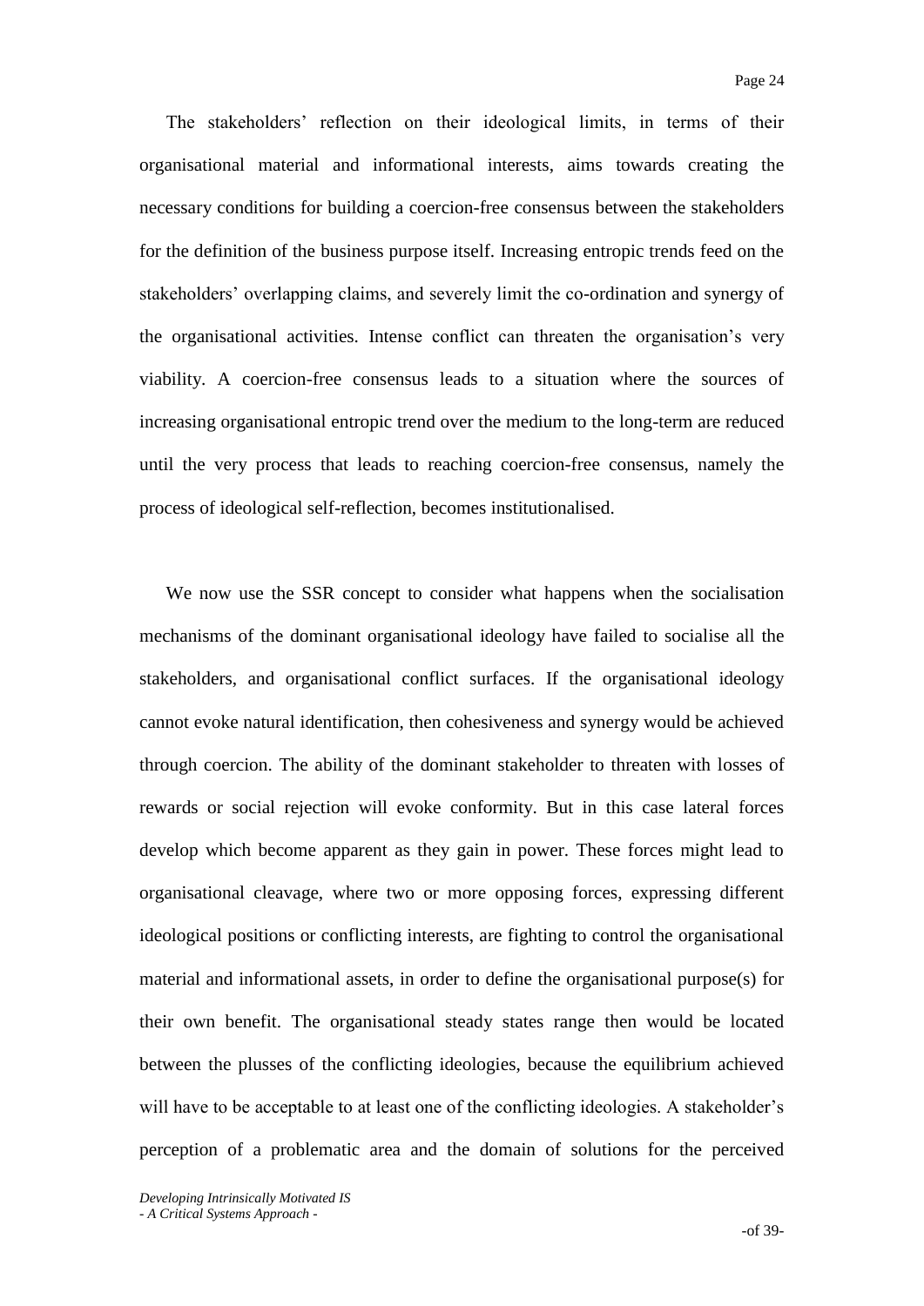The stakeholders' reflection on their ideological limits, in terms of their organisational material and informational interests, aims towards creating the necessary conditions for building a coercion-free consensus between the stakeholders for the definition of the business purpose itself. Increasing entropic trends feed on the stakeholders' overlapping claims, and severely limit the co-ordination and synergy of the organisational activities. Intense conflict can threaten the organisation's very viability. A coercion-free consensus leads to a situation where the sources of increasing organisational entropic trend over the medium to the long-term are reduced until the very process that leads to reaching coercion-free consensus, namely the process of ideological self-reflection, becomes institutionalised.

We now use the SSR concept to consider what happens when the socialisation mechanisms of the dominant organisational ideology have failed to socialise all the stakeholders, and organisational conflict surfaces. If the organisational ideology cannot evoke natural identification, then cohesiveness and synergy would be achieved through coercion. The ability of the dominant stakeholder to threaten with losses of rewards or social rejection will evoke conformity. But in this case lateral forces develop which become apparent as they gain in power. These forces might lead to organisational cleavage, where two or more opposing forces, expressing different ideological positions or conflicting interests, are fighting to control the organisational material and informational assets, in order to define the organisational purpose(s) for their own benefit. The organisational steady states range then would be located between the plusses of the conflicting ideologies, because the equilibrium achieved will have to be acceptable to at least one of the conflicting ideologies. A stakeholder's perception of a problematic area and the domain of solutions for the perceived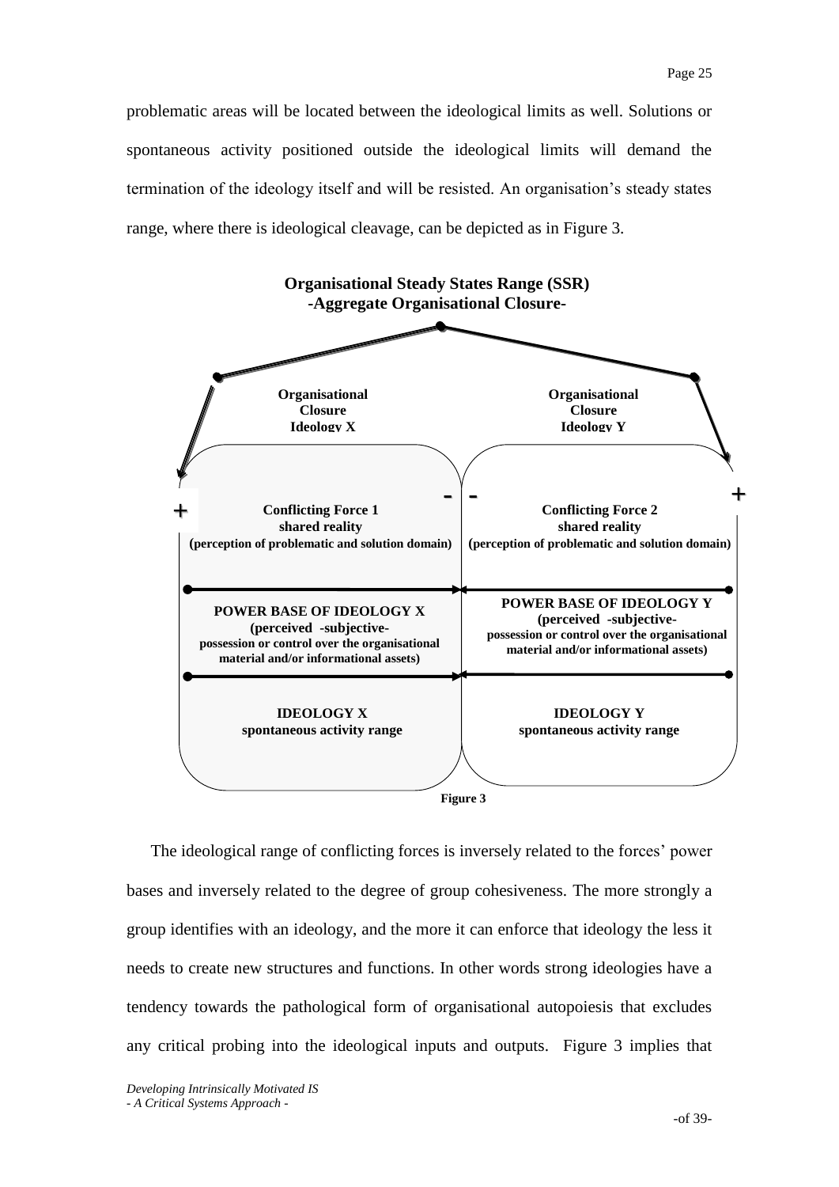problematic areas will be located between the ideological limits as well. Solutions or spontaneous activity positioned outside the ideological limits will demand the termination of the ideology itself and will be resisted. An organisation's steady states range, where there is ideological cleavage, can be depicted as in Figure 3.

**Organisational Steady States Range (SSR)**
**-Aggregate Organisational Closure-**

| **Organisational Closure Ideology X** | **Organisational Closure Ideology Y** |
|---|---|
| + **Conflicting Force 1** **shared reality** **(perception of problematic and solution domain)** - | - **Conflicting Force 2** **shared reality** **(perception of problematic and solution domain)** + |
| **POWER BASE OF IDEOLOGY X** **(perceived -subjective- possession or control over the organisational material and/or informational assets)** | **POWER BASE OF IDEOLOGY Y** **(perceived -subjective- possession or control over the organisational material and/or informational assets)** |
| **IDEOLOGY X** **spontaneous activity range** | **IDEOLOGY Y** **spontaneous activity range** |

**Figure 3**

The ideological range of conflicting forces is inversely related to the forces' power bases and inversely related to the degree of group cohesiveness. The more strongly a group identifies with an ideology, and the more it can enforce that ideology the less it needs to create new structures and functions. In other words strong ideologies have a tendency towards the pathological form of organisational autopoiesis that excludes any critical probing into the ideological inputs and outputs. Figure 3 implies that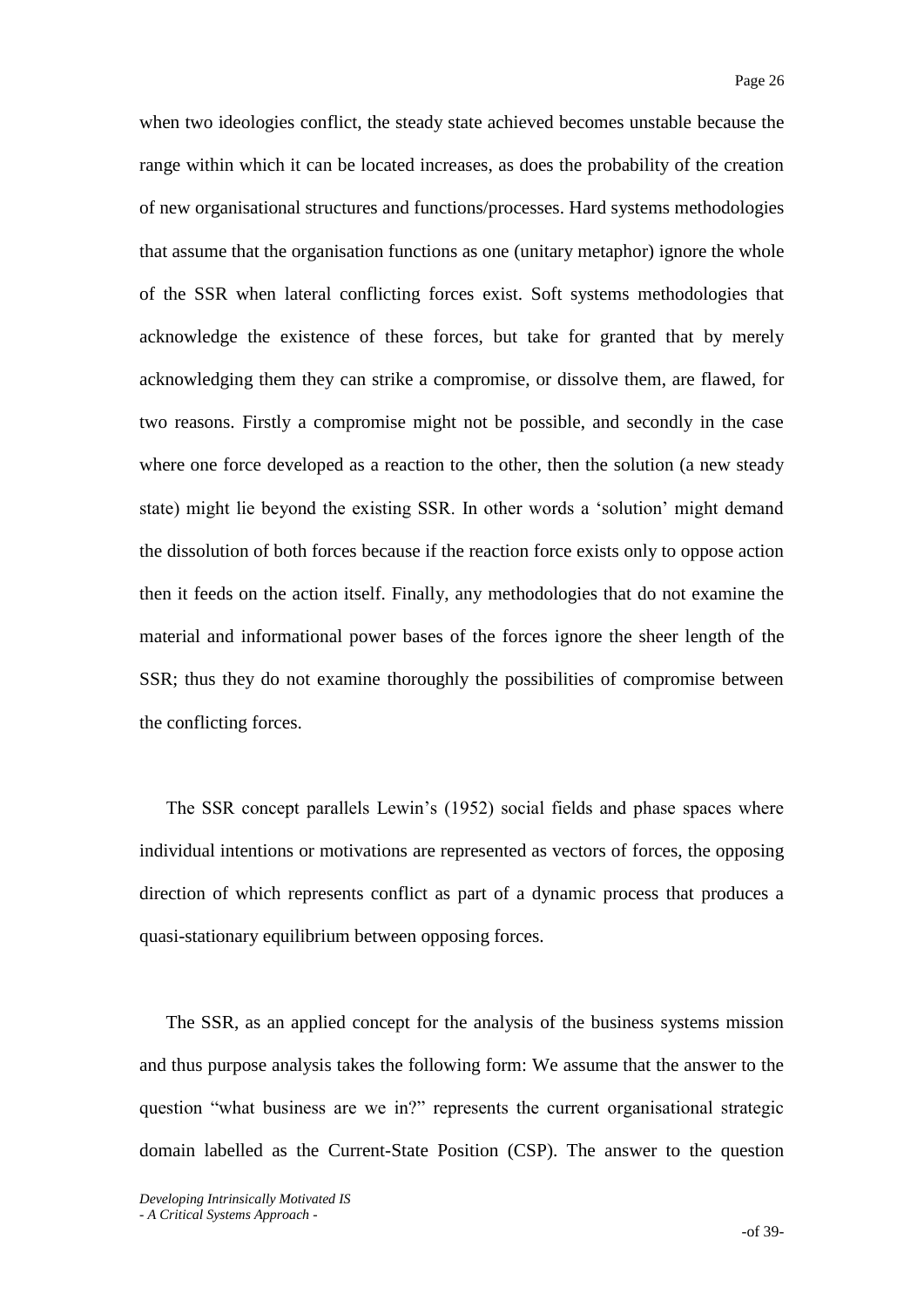when two ideologies conflict, the steady state achieved becomes unstable because the range within which it can be located increases, as does the probability of the creation of new organisational structures and functions/processes. Hard systems methodologies that assume that the organisation functions as one (unitary metaphor) ignore the whole of the SSR when lateral conflicting forces exist. Soft systems methodologies that acknowledge the existence of these forces, but take for granted that by merely acknowledging them they can strike a compromise, or dissolve them, are flawed, for two reasons. Firstly a compromise might not be possible, and secondly in the case where one force developed as a reaction to the other, then the solution (a new steady state) might lie beyond the existing SSR. In other words a 'solution' might demand the dissolution of both forces because if the reaction force exists only to oppose action then it feeds on the action itself. Finally, any methodologies that do not examine the material and informational power bases of the forces ignore the sheer length of the SSR; thus they do not examine thoroughly the possibilities of compromise between the conflicting forces.

The SSR concept parallels Lewin's (1952) social fields and phase spaces where individual intentions or motivations are represented as vectors of forces, the opposing direction of which represents conflict as part of a dynamic process that produces a quasi-stationary equilibrium between opposing forces.

The SSR, as an applied concept for the analysis of the business systems mission and thus purpose analysis takes the following form: We assume that the answer to the question "what business are we in?" represents the current organisational strategic domain labelled as the Current-State Position (CSP). The answer to the question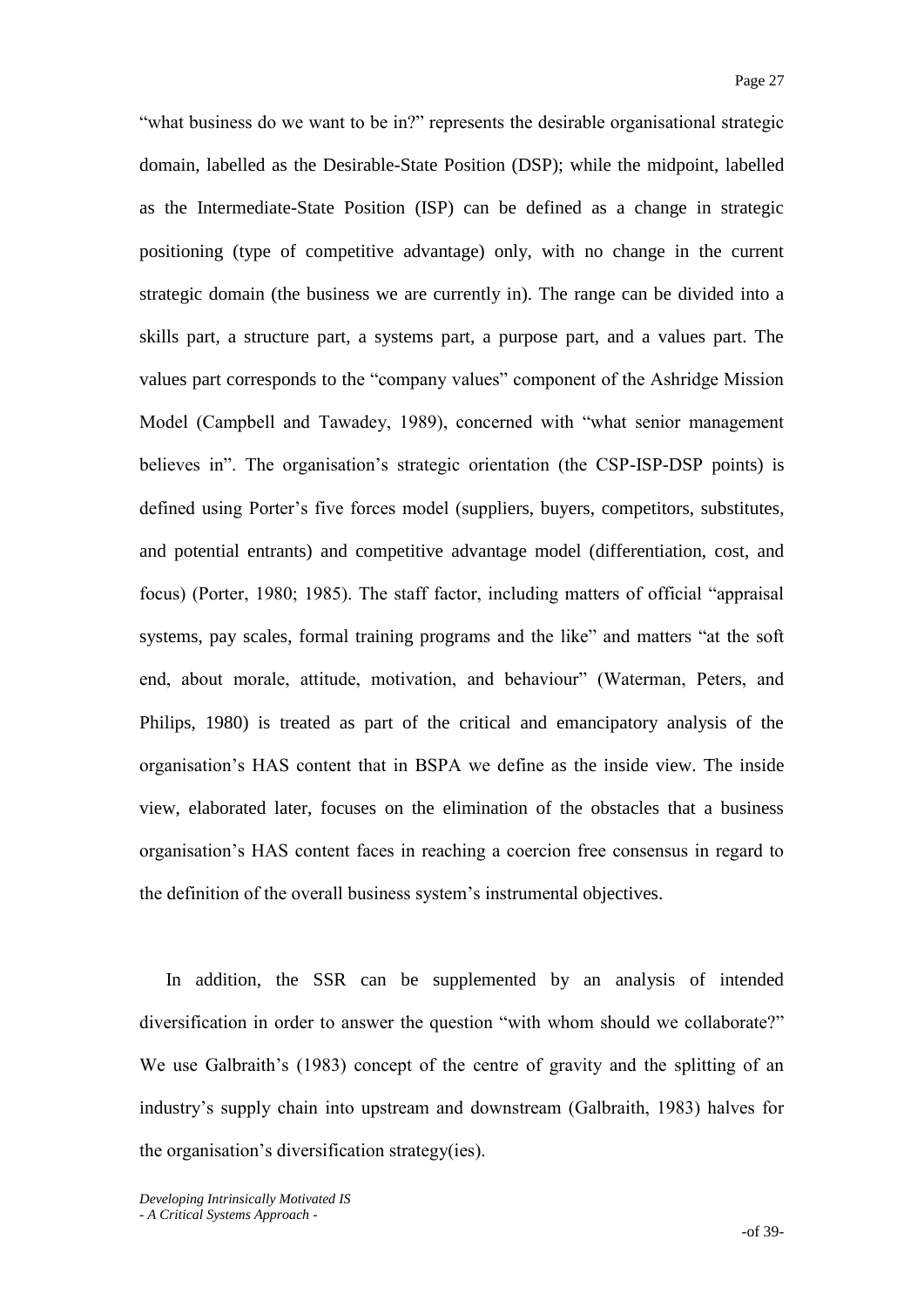"what business do we want to be in?" represents the desirable organisational strategic domain, labelled as the Desirable-State Position (DSP); while the midpoint, labelled as the Intermediate-State Position (ISP) can be defined as a change in strategic positioning (type of competitive advantage) only, with no change in the current strategic domain (the business we are currently in). The range can be divided into a skills part, a structure part, a systems part, a purpose part, and a values part. The values part corresponds to the "company values" component of the Ashridge Mission Model (Campbell and Tawadey, 1989), concerned with "what senior management believes in". The organisation's strategic orientation (the CSP-ISP-DSP points) is defined using Porter's five forces model (suppliers, buyers, competitors, substitutes, and potential entrants) and competitive advantage model (differentiation, cost, and focus) (Porter, 1980; 1985). The staff factor, including matters of official "appraisal systems, pay scales, formal training programs and the like" and matters "at the soft end, about morale, attitude, motivation, and behaviour" (Waterman, Peters, and Philips, 1980) is treated as part of the critical and emancipatory analysis of the organisation's HAS content that in BSPA we define as the inside view. The inside view, elaborated later, focuses on the elimination of the obstacles that a business organisation's HAS content faces in reaching a coercion free consensus in regard to the definition of the overall business system's instrumental objectives.

In addition, the SSR can be supplemented by an analysis of intended diversification in order to answer the question "with whom should we collaborate?" We use Galbraith's (1983) concept of the centre of gravity and the splitting of an industry's supply chain into upstream and downstream (Galbraith, 1983) halves for the organisation's diversification strategy(ies).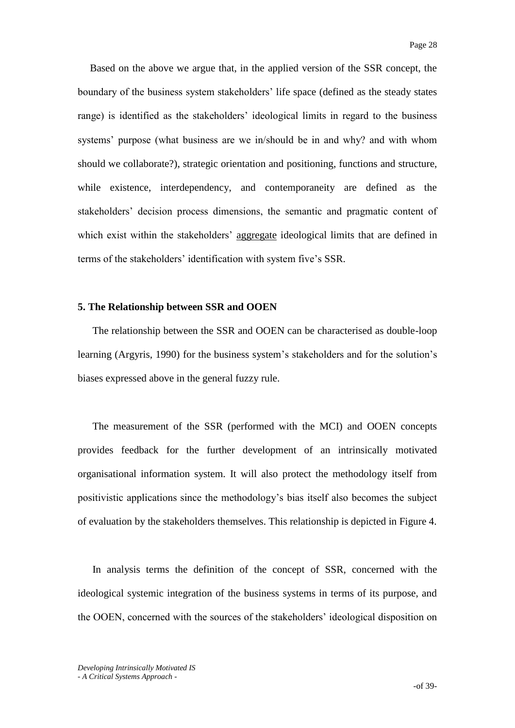Based on the above we argue that, in the applied version of the SSR concept, the boundary of the business system stakeholders' life space (defined as the steady states range) is identified as the stakeholders' ideological limits in regard to the business systems' purpose (what business are we in/should be in and why? and with whom should we collaborate?), strategic orientation and positioning, functions and structure, while existence, interdependency, and contemporaneity are defined as the stakeholders' decision process dimensions, the semantic and pragmatic content of which exist within the stakeholders' aggregate ideological limits that are defined in terms of the stakeholders' identification with system five's SSR.

**5. The Relationship between SSR and OOEN**

The relationship between the SSR and OOEN can be characterised as double-loop learning (Argyris, 1990) for the business system's stakeholders and for the solution's biases expressed above in the general fuzzy rule.

The measurement of the SSR (performed with the MCI) and OOEN concepts provides feedback for the further development of an intrinsically motivated organisational information system. It will also protect the methodology itself from positivistic applications since the methodology's bias itself also becomes the subject of evaluation by the stakeholders themselves. This relationship is depicted in Figure 4.

In analysis terms the definition of the concept of SSR, concerned with the ideological systemic integration of the business systems in terms of its purpose, and the OOEN, concerned with the sources of the stakeholders' ideological disposition on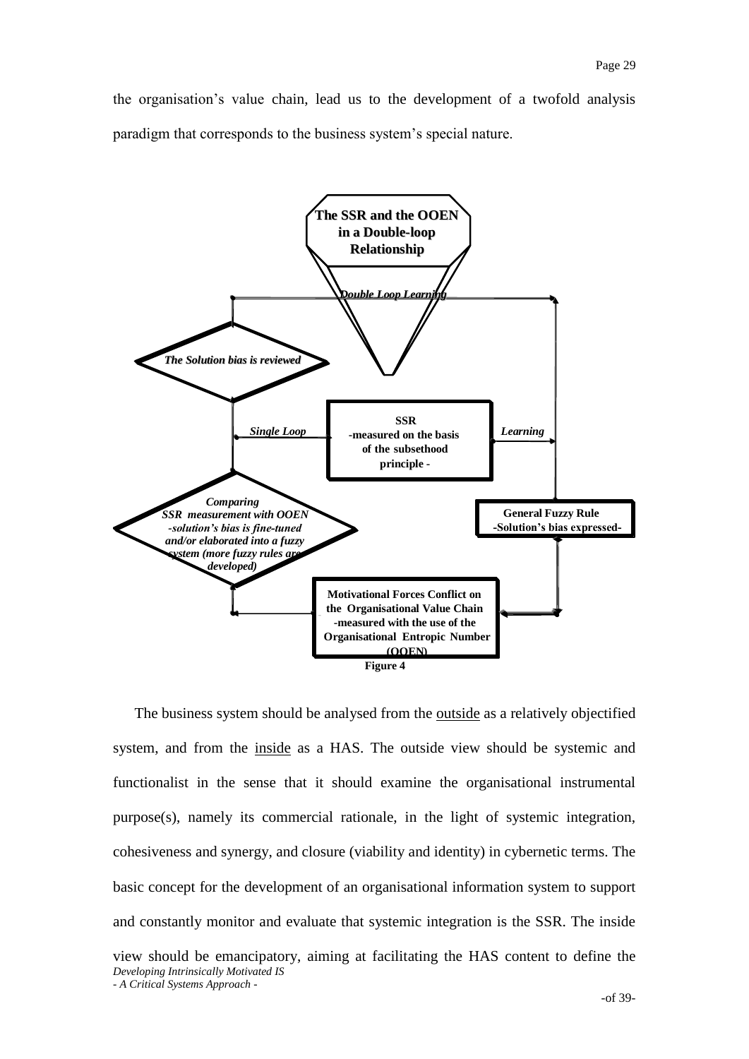the organisation's value chain, lead us to the development of a twofold analysis paradigm that corresponds to the business system's special nature.

**The SSR and the OOEN in a Double-loop Relationship**

*Double Loop Learning*

*The Solution bias is reviewed*

*Single Loop*

**SSR -measured on the basis of the subsethood principle -**

*Learning*

***Comparing SSR measurement with OOEN -solution's bias is fine-tuned and/or elaborated into a fuzzy system (more fuzzy rules are developed)***

**General Fuzzy Rule -Solution's bias expressed-**

**Motivational Forces Conflict on the Organisational Value Chain -measured with the use of the Organisational Entropic Number (OOEN)**

**Figure 4**

The business system should be analysed from the outside as a relatively objectified system, and from the inside as a HAS. The outside view should be systemic and functionalist in the sense that it should examine the organisational instrumental purpose(s), namely its commercial rationale, in the light of systemic integration, cohesiveness and synergy, and closure (viability and identity) in cybernetic terms. The basic concept for the development of an organisational information system to support and constantly monitor and evaluate that systemic integration is the SSR. The inside view should be emancipatory, aiming at facilitating the HAS content to define the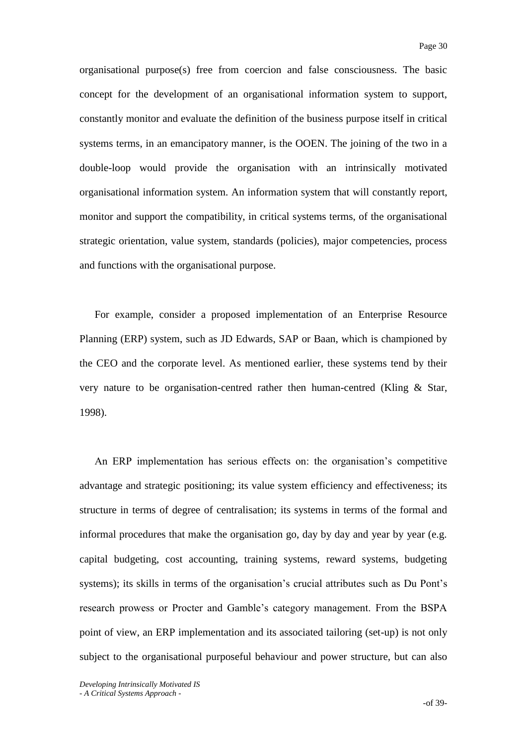organisational purpose(s) free from coercion and false consciousness. The basic concept for the development of an organisational information system to support, constantly monitor and evaluate the definition of the business purpose itself in critical systems terms, in an emancipatory manner, is the OOEN. The joining of the two in a double-loop would provide the organisation with an intrinsically motivated organisational information system. An information system that will constantly report, monitor and support the compatibility, in critical systems terms, of the organisational strategic orientation, value system, standards (policies), major competencies, process and functions with the organisational purpose.

For example, consider a proposed implementation of an Enterprise Resource Planning (ERP) system, such as JD Edwards, SAP or Baan, which is championed by the CEO and the corporate level. As mentioned earlier, these systems tend by their very nature to be organisation-centred rather then human-centred (Kling & Star, 1998).

An ERP implementation has serious effects on: the organisation's competitive advantage and strategic positioning; its value system efficiency and effectiveness; its structure in terms of degree of centralisation; its systems in terms of the formal and informal procedures that make the organisation go, day by day and year by year (e.g. capital budgeting, cost accounting, training systems, reward systems, budgeting systems); its skills in terms of the organisation's crucial attributes such as Du Pont's research prowess or Procter and Gamble's category management. From the BSPA point of view, an ERP implementation and its associated tailoring (set-up) is not only subject to the organisational purposeful behaviour and power structure, but can also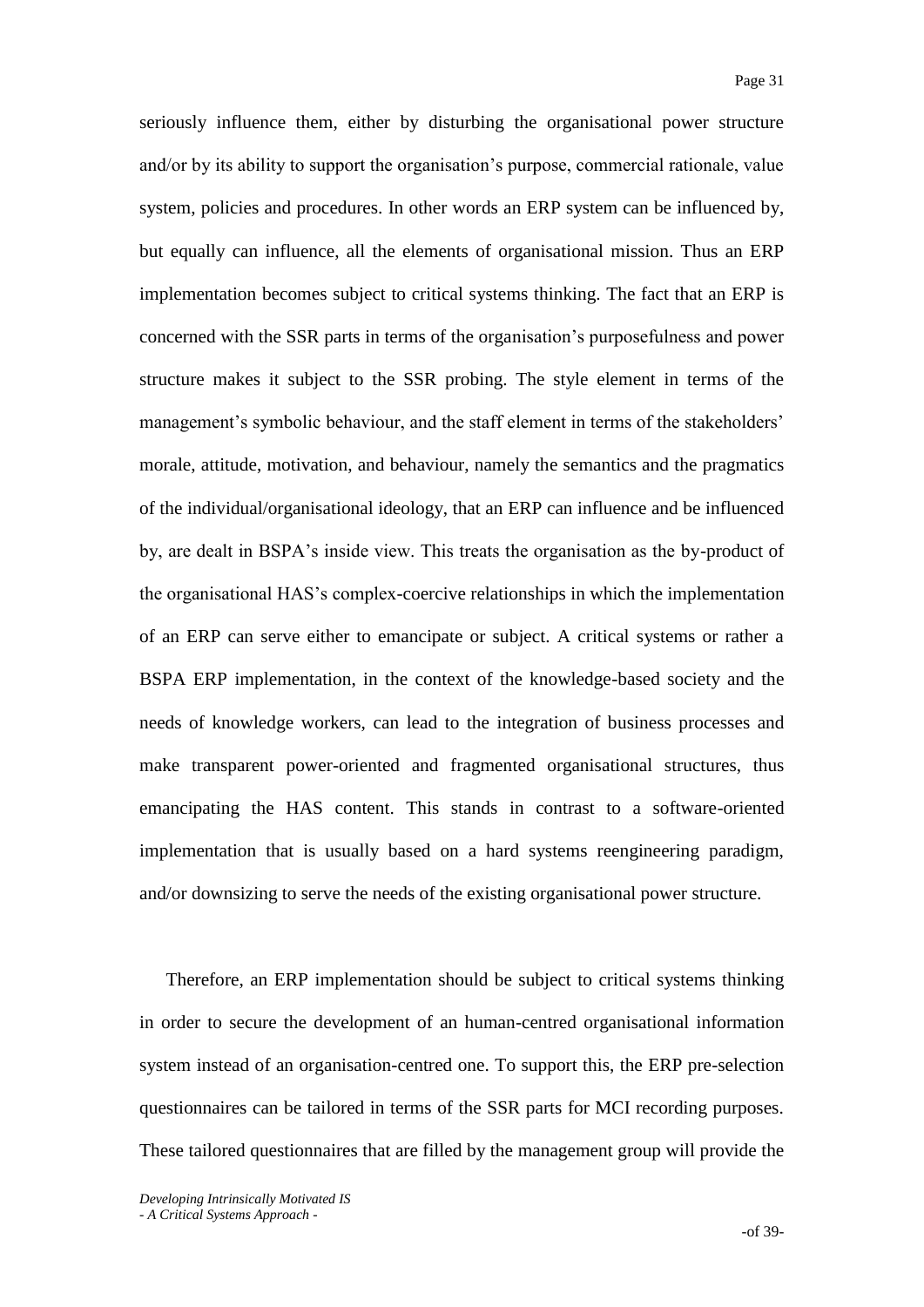seriously influence them, either by disturbing the organisational power structure and/or by its ability to support the organisation's purpose, commercial rationale, value system, policies and procedures. In other words an ERP system can be influenced by, but equally can influence, all the elements of organisational mission. Thus an ERP implementation becomes subject to critical systems thinking. The fact that an ERP is concerned with the SSR parts in terms of the organisation's purposefulness and power structure makes it subject to the SSR probing. The style element in terms of the management's symbolic behaviour, and the staff element in terms of the stakeholders' morale, attitude, motivation, and behaviour, namely the semantics and the pragmatics of the individual/organisational ideology, that an ERP can influence and be influenced by, are dealt in BSPA's inside view. This treats the organisation as the by-product of the organisational HAS's complex-coercive relationships in which the implementation of an ERP can serve either to emancipate or subject. A critical systems or rather a BSPA ERP implementation, in the context of the knowledge-based society and the needs of knowledge workers, can lead to the integration of business processes and make transparent power-oriented and fragmented organisational structures, thus emancipating the HAS content. This stands in contrast to a software-oriented implementation that is usually based on a hard systems reengineering paradigm, and/or downsizing to serve the needs of the existing organisational power structure.

Therefore, an ERP implementation should be subject to critical systems thinking in order to secure the development of an human-centred organisational information system instead of an organisation-centred one. To support this, the ERP pre-selection questionnaires can be tailored in terms of the SSR parts for MCI recording purposes. These tailored questionnaires that are filled by the management group will provide the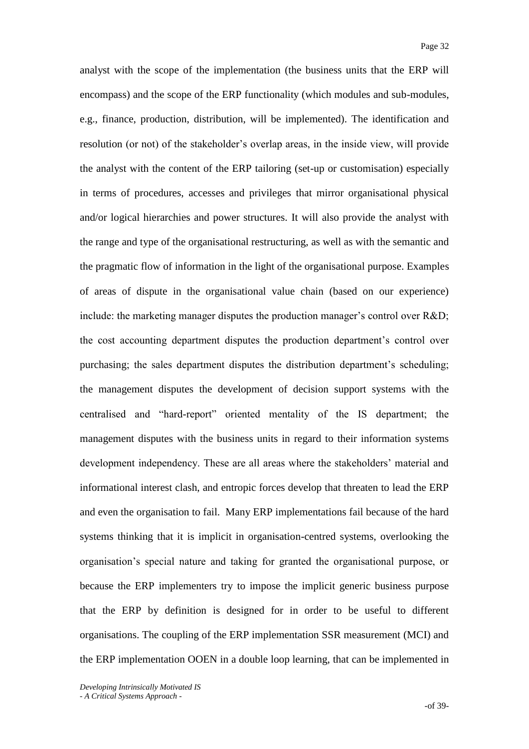analyst with the scope of the implementation (the business units that the ERP will encompass) and the scope of the ERP functionality (which modules and sub-modules, e.g., finance, production, distribution, will be implemented). The identification and resolution (or not) of the stakeholder's overlap areas, in the inside view, will provide the analyst with the content of the ERP tailoring (set-up or customisation) especially in terms of procedures, accesses and privileges that mirror organisational physical and/or logical hierarchies and power structures. It will also provide the analyst with the range and type of the organisational restructuring, as well as with the semantic and the pragmatic flow of information in the light of the organisational purpose. Examples of areas of dispute in the organisational value chain (based on our experience) include: the marketing manager disputes the production manager's control over R&D; the cost accounting department disputes the production department's control over purchasing; the sales department disputes the distribution department's scheduling; the management disputes the development of decision support systems with the centralised and "hard-report" oriented mentality of the IS department; the management disputes with the business units in regard to their information systems development independency. These are all areas where the stakeholders' material and informational interest clash, and entropic forces develop that threaten to lead the ERP and even the organisation to fail. Many ERP implementations fail because of the hard systems thinking that it is implicit in organisation-centred systems, overlooking the organisation's special nature and taking for granted the organisational purpose, or because the ERP implementers try to impose the implicit generic business purpose that the ERP by definition is designed for in order to be useful to different organisations. The coupling of the ERP implementation SSR measurement (MCI) and the ERP implementation OOEN in a double loop learning, that can be implemented in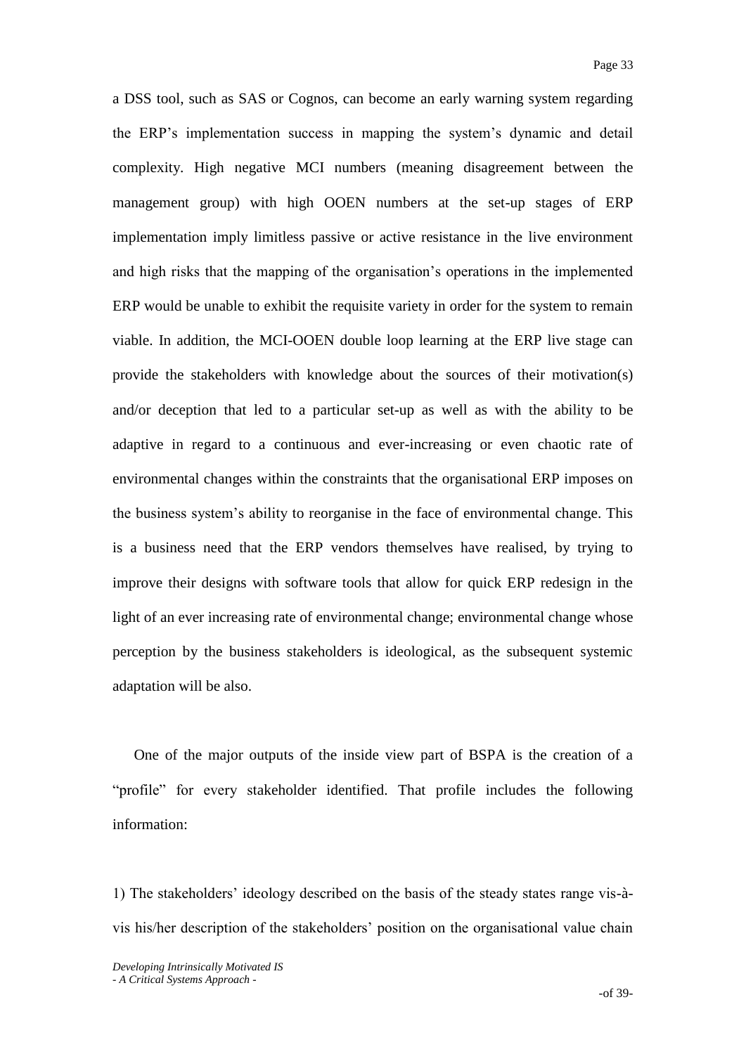a DSS tool, such as SAS or Cognos, can become an early warning system regarding the ERP's implementation success in mapping the system's dynamic and detail complexity. High negative MCI numbers (meaning disagreement between the management group) with high OOEN numbers at the set-up stages of ERP implementation imply limitless passive or active resistance in the live environment and high risks that the mapping of the organisation's operations in the implemented ERP would be unable to exhibit the requisite variety in order for the system to remain viable. In addition, the MCI-OOEN double loop learning at the ERP live stage can provide the stakeholders with knowledge about the sources of their motivation(s) and/or deception that led to a particular set-up as well as with the ability to be adaptive in regard to a continuous and ever-increasing or even chaotic rate of environmental changes within the constraints that the organisational ERP imposes on the business system's ability to reorganise in the face of environmental change. This is a business need that the ERP vendors themselves have realised, by trying to improve their designs with software tools that allow for quick ERP redesign in the light of an ever increasing rate of environmental change; environmental change whose perception by the business stakeholders is ideological, as the subsequent systemic adaptation will be also.

One of the major outputs of the inside view part of BSPA is the creation of a "profile" for every stakeholder identified. That profile includes the following information:

1) The stakeholders' ideology described on the basis of the steady states range vis-à-vis his/her description of the stakeholders' position on the organisational value chain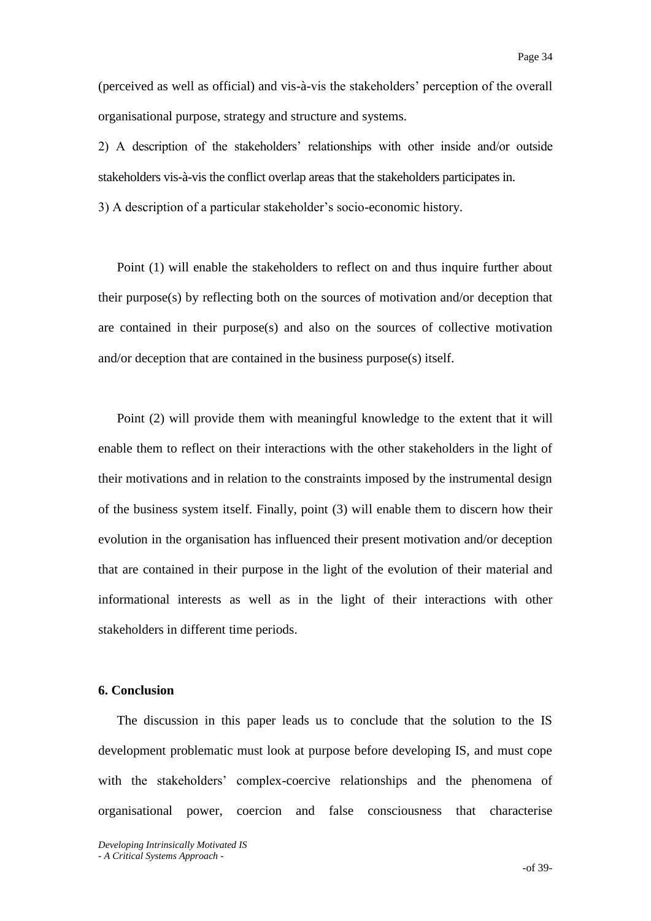(perceived as well as official) and vis-à-vis the stakeholders' perception of the overall organisational purpose, strategy and structure and systems.

2) A description of the stakeholders' relationships with other inside and/or outside stakeholders vis-à-vis the conflict overlap areas that the stakeholders participates in.

3) A description of a particular stakeholder's socio-economic history.

Point (1) will enable the stakeholders to reflect on and thus inquire further about their purpose(s) by reflecting both on the sources of motivation and/or deception that are contained in their purpose(s) and also on the sources of collective motivation and/or deception that are contained in the business purpose(s) itself.

Point (2) will provide them with meaningful knowledge to the extent that it will enable them to reflect on their interactions with the other stakeholders in the light of their motivations and in relation to the constraints imposed by the instrumental design of the business system itself. Finally, point (3) will enable them to discern how their evolution in the organisation has influenced their present motivation and/or deception that are contained in their purpose in the light of the evolution of their material and informational interests as well as in the light of their interactions with other stakeholders in different time periods.

## 6. Conclusion

The discussion in this paper leads us to conclude that the solution to the IS development problematic must look at purpose before developing IS, and must cope with the stakeholders' complex-coercive relationships and the phenomena of organisational power, coercion and false consciousness that characterise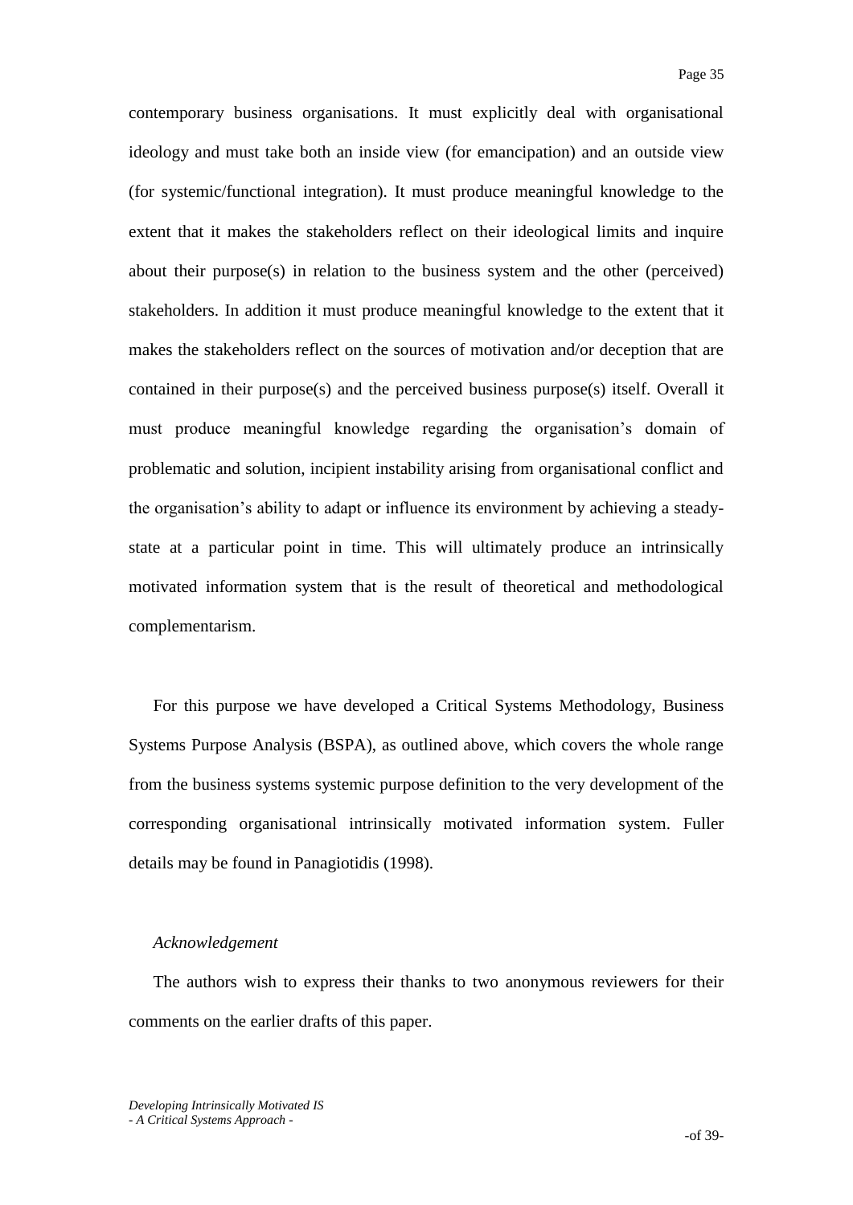contemporary business organisations. It must explicitly deal with organisational ideology and must take both an inside view (for emancipation) and an outside view (for systemic/functional integration). It must produce meaningful knowledge to the extent that it makes the stakeholders reflect on their ideological limits and inquire about their purpose(s) in relation to the business system and the other (perceived) stakeholders. In addition it must produce meaningful knowledge to the extent that it makes the stakeholders reflect on the sources of motivation and/or deception that are contained in their purpose(s) and the perceived business purpose(s) itself. Overall it must produce meaningful knowledge regarding the organisation's domain of problematic and solution, incipient instability arising from organisational conflict and the organisation's ability to adapt or influence its environment by achieving a steady-state at a particular point in time. This will ultimately produce an intrinsically motivated information system that is the result of theoretical and methodological complementarism.

For this purpose we have developed a Critical Systems Methodology, Business Systems Purpose Analysis (BSPA), as outlined above, which covers the whole range from the business systems systemic purpose definition to the very development of the corresponding organisational intrinsically motivated information system. Fuller details may be found in Panagiotidis (1998).

*Acknowledgement*

The authors wish to express their thanks to two anonymous reviewers for their comments on the earlier drafts of this paper.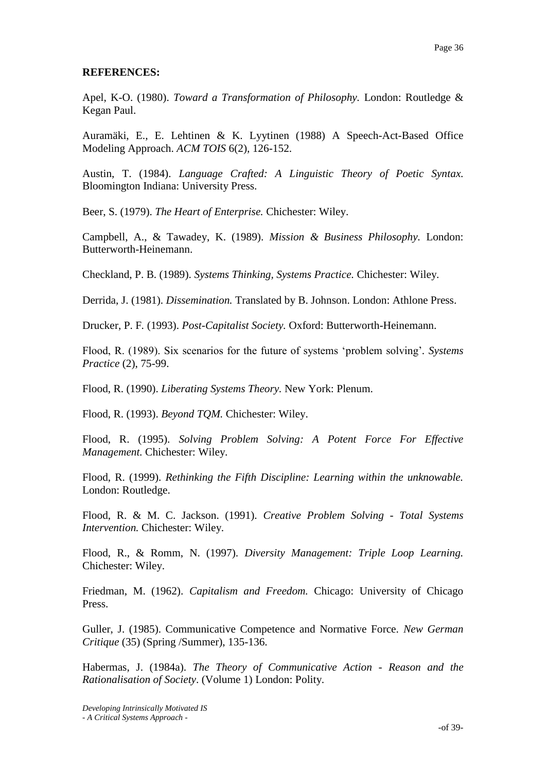**REFERENCES:**

Apel, K-O. (1980). *Toward a Transformation of Philosophy*. London: Routledge & Kegan Paul.

Auramäki, E., E. Lehtinen & K. Lyytinen (1988) A Speech-Act-Based Office Modeling Approach. *ACM TOIS* 6(2), 126-152.

Austin, T. (1984). *Language Crafted: A Linguistic Theory of Poetic Syntax.* Bloomington Indiana: University Press.

Beer, S. (1979). *The Heart of Enterprise.* Chichester: Wiley.

Campbell, A., & Tawadey, K. (1989). *Mission & Business Philosophy*. London: Butterworth-Heinemann.

Checkland, P. B. (1989). *Systems Thinking, Systems Practice*. Chichester: Wiley.

Derrida, J. (1981). *Dissemination.* Translated by B. Johnson. London: Athlone Press.

Drucker, P. F. (1993). *Post-Capitalist Society*. Oxford: Butterworth-Heinemann.

Flood, R. (1989). Six scenarios for the future of systems 'problem solving'. *Systems Practice* (2), 75-99.

Flood, R. (1990). *Liberating Systems Theory.* New York: Plenum.

Flood, R. (1993). *Beyond TQM.* Chichester: Wiley.

Flood, R. (1995). *Solving Problem Solving: A Potent Force For Effective Management.* Chichester: Wiley.

Flood, R. (1999). *Rethinking the Fifth Discipline: Learning within the unknowable.* London: Routledge.

Flood, R. & M. C. Jackson. (1991). *Creative Problem Solving - Total Systems Intervention.* Chichester: Wiley.

Flood, R., & Romm, N. (1997). *Diversity Management: Triple Loop Learning.* Chichester: Wiley.

Friedman, M. (1962). *Capitalism and Freedom.* Chicago: University of Chicago Press.

Guller, J. (1985). Communicative Competence and Normative Force. *New German Critique* (35) (Spring /Summer), 135-136.

Habermas, J. (1984a). *The Theory of Communicative Action - Reason and the Rationalisation of Society*. (Volume 1) London: Polity.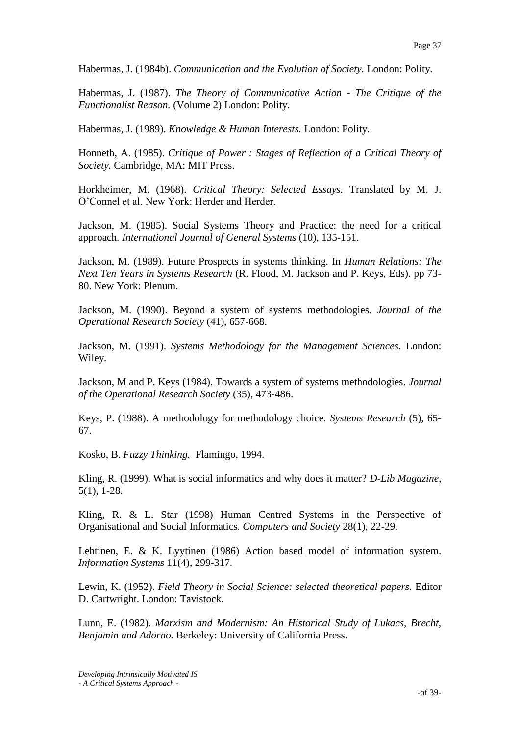Habermas, J. (1984b). *Communication and the Evolution of Society.* London: Polity.

Habermas, J. (1987). *The Theory of Communicative Action - The Critique of the Functionalist Reason.* (Volume 2) London: Polity.

Habermas, J. (1989). *Knowledge & Human Interests.* London: Polity.

Honneth, A. (1985). *Critique of Power : Stages of Reflection of a Critical Theory of Society.* Cambridge, MA: MIT Press.

Horkheimer, M. (1968). *Critical Theory: Selected Essays.* Translated by M. J. O'Connel et al. New York: Herder and Herder.

Jackson, M. (1985). Social Systems Theory and Practice: the need for a critical approach. *International Journal of General Systems* (10), 135-151.

Jackson, M. (1989). Future Prospects in systems thinking. In *Human Relations: The Next Ten Years in Systems Research* (R. Flood, M. Jackson and P. Keys, Eds). pp 73-80. New York: Plenum.

Jackson, M. (1990). Beyond a system of systems methodologies. *Journal of the Operational Research Society* (41), 657-668.

Jackson, M. (1991). *Systems Methodology for the Management Sciences.* London: Wiley.

Jackson, M and P. Keys (1984). Towards a system of systems methodologies. *Journal of the Operational Research Society* (35), 473-486.

Keys, P. (1988). A methodology for methodology choice. *Systems Research* (5), 65-67.

Kosko, B. *Fuzzy Thinking.* Flamingo, 1994.

Kling, R. (1999). What is social informatics and why does it matter? *D-Lib Magazine*, 5(1), 1-28.

Kling, R. & L. Star (1998) Human Centred Systems in the Perspective of Organisational and Social Informatics. *Computers and Society* 28(1), 22-29.

Lehtinen, E. & K. Lyytinen (1986) Action based model of information system. *Information Systems* 11(4), 299-317.

Lewin, K. (1952). *Field Theory in Social Science: selected theoretical papers.* Editor D. Cartwright. London: Tavistock.

Lunn, E. (1982). *Marxism and Modernism: An Historical Study of Lukacs, Brecht, Benjamin and Adorno.* Berkeley: University of California Press.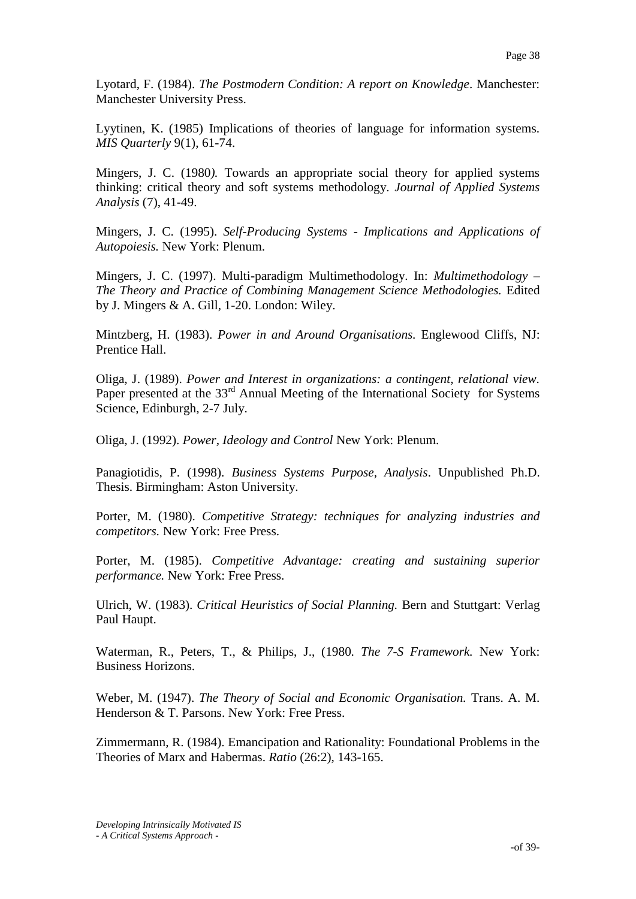Lyotard, F. (1984). *The Postmodern Condition: A report on Knowledge*. Manchester: Manchester University Press.

Lyytinen, K. (1985) Implications of theories of language for information systems. *MIS Quarterly* 9(1), 61-74.

Mingers, J. C. (1980*).* Towards an appropriate social theory for applied systems thinking: critical theory and soft systems methodology. *Journal of Applied Systems Analysis* (7), 41-49.

Mingers, J. C. (1995). *Self-Producing Systems - Implications and Applications of Autopoiesis.* New York: Plenum.

Mingers, J. C. (1997). Multi-paradigm Multimethodology. In: *Multimethodology – The Theory and Practice of Combining Management Science Methodologies.* Edited by J. Mingers & A. Gill, 1-20. London: Wiley.

Mintzberg, H. (1983). *Power in and Around Organisations.* Englewood Cliffs, NJ: Prentice Hall.

Oliga, J. (1989). *Power and Interest in organizations: a contingent, relational view.* Paper presented at the 33rd Annual Meeting of the International Society for Systems Science, Edinburgh, 2-7 July.

Oliga, J. (1992). *Power, Ideology and Control* New York: Plenum.

Panagiotidis, P. (1998). *Business Systems Purpose, Analysis*. Unpublished Ph.D. Thesis. Birmingham: Aston University.

Porter, M. (1980). *Competitive Strategy: techniques for analyzing industries and competitors*. New York: Free Press.

Porter, M. (1985). *Competitive Advantage: creating and sustaining superior performance.* New York: Free Press.

Ulrich, W. (1983). *Critical Heuristics of Social Planning.* Bern and Stuttgart: Verlag Paul Haupt.

Waterman, R., Peters, T., & Philips, J., (1980*. The 7-S Framework.* New York: Business Horizons.

Weber, M. (1947). *The Theory of Social and Economic Organisation.* Trans. A. M. Henderson & T. Parsons. New York: Free Press.

Zimmermann, R. (1984). Emancipation and Rationality: Foundational Problems in the Theories of Marx and Habermas. *Ratio* (26:2), 143-165.